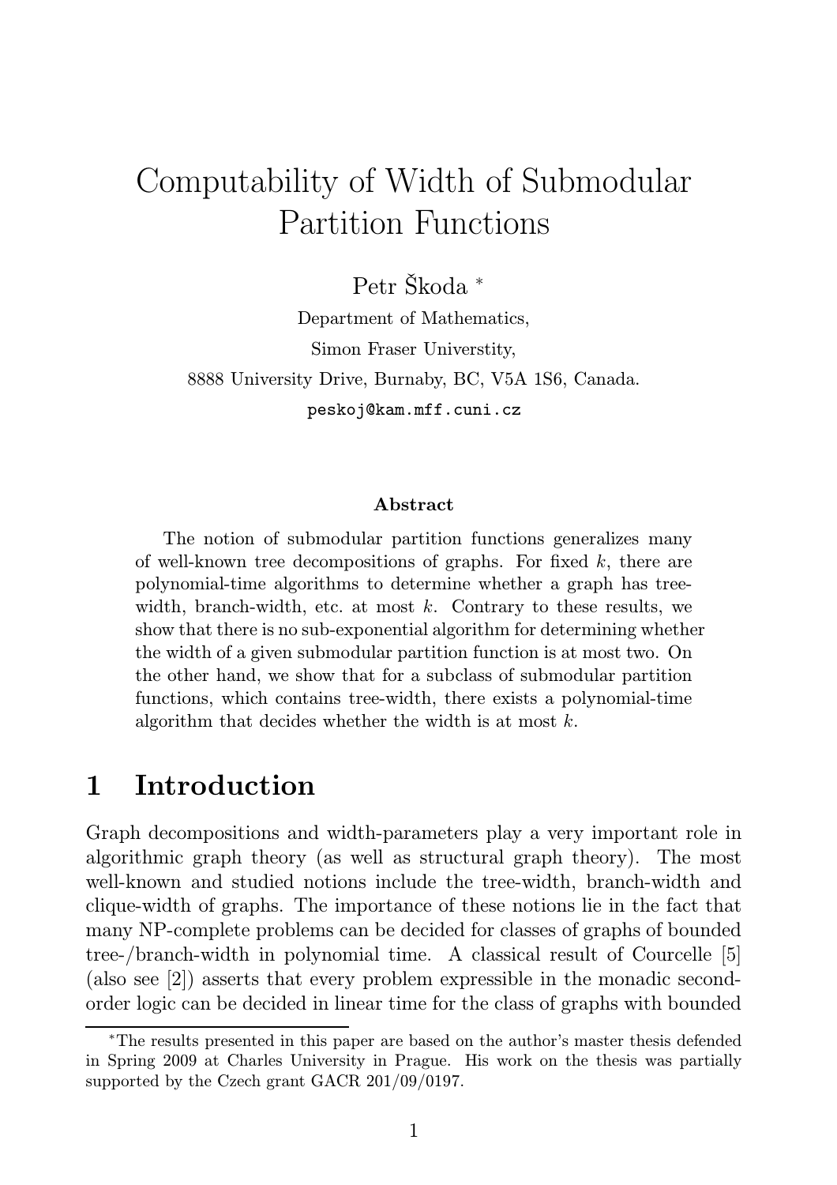# Computability of Width of Submodular Partition Functions

Petr Škoda *

Department of Mathematics,

Simon Fraser Universtity,

8888 University Drive, Burnaby, BC, V5A 1S6, Canada.

peskoj@kam.mff.cuni.cz

### Abstract

The notion of submodular partition functions generalizes many of well-known tree decompositions of graphs. For fixed $k$, there are polynomial-time algorithms to determine whether a graph has tree-width, branch-width, etc. at most $k$. Contrary to these results, we show that there is no sub-exponential algorithm for determining whether the width of a given submodular partition function is at most two. On the other hand, we show that for a subclass of submodular partition functions, which contains tree-width, there exists a polynomial-time algorithm that decides whether the width is at most $k$.

## 1 Introduction

Graph decompositions and width-parameters play a very important role in algorithmic graph theory (as well as structural graph theory). The most well-known and studied notions include the tree-width, branch-width and clique-width of graphs. The importance of these notions lie in the fact that many NP-complete problems can be decided for classes of graphs of bounded tree-/branch-width in polynomial time. A classical result of Courcelle [5] (also see [2]) asserts that every problem expressible in the monadic second-order logic can be decided in linear time for the class of graphs with bounded

---

*The results presented in this paper are based on the author's master thesis defended in Spring 2009 at Charles University in Prague. His work on the thesis was partially supported by the Czech grant GACR 201/09/0197.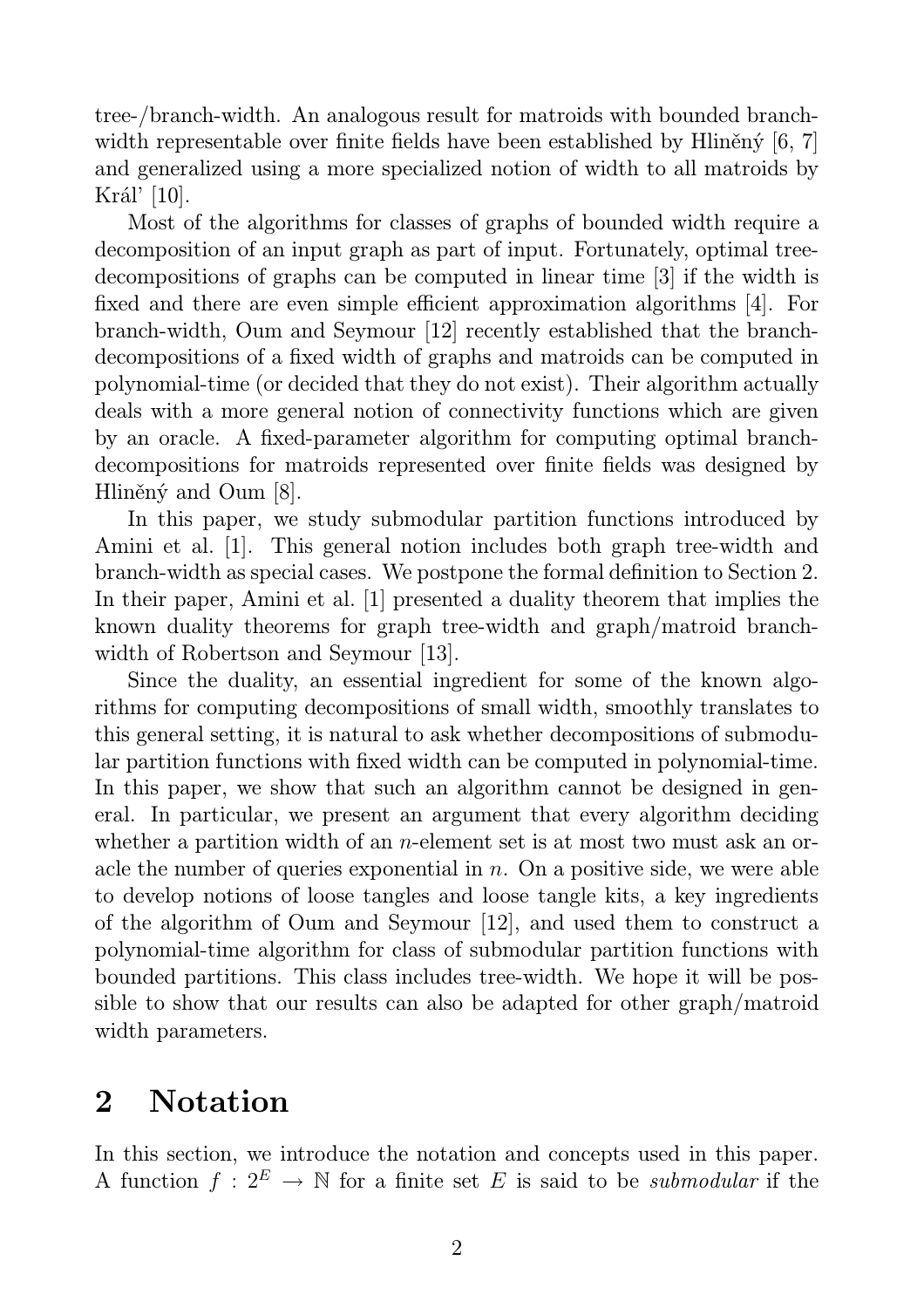tree-/branch-width. An analogous result for matroids with bounded branch-width representable over finite fields have been established by Hliněný [6, 7] and generalized using a more specialized notion of width to all matroids by Kráľ [10].

Most of the algorithms for classes of graphs of bounded width require a decomposition of an input graph as part of input. Fortunately, optimal tree-decompositions of graphs can be computed in linear time [3] if the width is fixed and there are even simple efficient approximation algorithms [4]. For branch-width, Oum and Seymour [12] recently established that the branch-decompositions of a fixed width of graphs and matroids can be computed in polynomial-time (or decided that they do not exist). Their algorithm actually deals with a more general notion of connectivity functions which are given by an oracle. A fixed-parameter algorithm for computing optimal branch-decompositions for matroids represented over finite fields was designed by Hliněný and Oum [8].

In this paper, we study submodular partition functions introduced by Amini et al. [1]. This general notion includes both graph tree-width and branch-width as special cases. We postpone the formal definition to Section 2. In their paper, Amini et al. [1] presented a duality theorem that implies the known duality theorems for graph tree-width and graph/matroid branch-width of Robertson and Seymour [13].

Since the duality, an essential ingredient for some of the known algorithms for computing decompositions of small width, smoothly translates to this general setting, it is natural to ask whether decompositions of submodular partition functions with fixed width can be computed in polynomial-time. In this paper, we show that such an algorithm cannot be designed in general. In particular, we present an argument that every algorithm deciding whether a partition width of an $n$-element set is at most two must ask an oracle the number of queries exponential in $n$. On a positive side, we were able to develop notions of loose tangles and loose tangle kits, a key ingredients of the algorithm of Oum and Seymour [12], and used them to construct a polynomial-time algorithm for class of submodular partition functions with bounded partitions. This class includes tree-width. We hope it will be possible to show that our results can also be adapted for other graph/matroid width parameters.

## 2 Notation

In this section, we introduce the notation and concepts used in this paper. A function $f : 2^E \to \mathbb{N}$ for a finite set $E$ is said to be *submodular* if the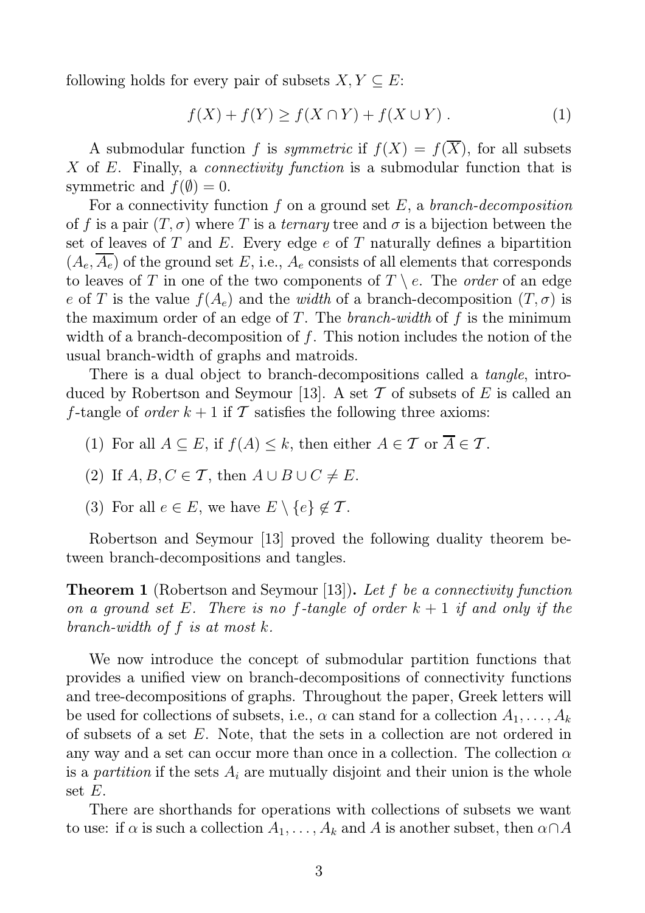following holds for every pair of subsets $X, Y \subseteq E$:

$$f(X) + f(Y) \geq f(X \cap Y) + f(X \cup Y) . \quad (1)$$

A submodular function $f$ is *symmetric* if $f(X) = f(\overline{X})$, for all subsets $X$ of $E$. Finally, a *connectivity function* is a submodular function that is symmetric and $f(\emptyset) = 0$.

For a connectivity function $f$ on a ground set $E$, a *branch-decomposition* of $f$ is a pair $(T, \sigma)$ where $T$ is a *ternary* tree and $\sigma$ is a bijection between the set of leaves of $T$ and $E$. Every edge $e$ of $T$ naturally defines a bipartition $(A_e, \overline{A_e})$ of the ground set $E$, i.e., $A_e$ consists of all elements that corresponds to leaves of $T$ in one of the two components of $T \setminus e$. The *order* of an edge $e$ of $T$ is the value $f(A_e)$ and the *width* of a branch-decomposition $(T, \sigma)$ is the maximum order of an edge of $T$. The *branch-width* of $f$ is the minimum width of a branch-decomposition of $f$. This notion includes the notion of the usual branch-width of graphs and matroids.

There is a dual object to branch-decompositions called a *tangle*, introduced by Robertson and Seymour [13]. A set $\mathcal{T}$ of subsets of $E$ is called an $f$-tangle of *order* $k + 1$ if $\mathcal{T}$ satisfies the following three axioms:

(1) For all $A \subseteq E$, if $f(A) \leq k$, then either $A \in \mathcal{T}$ or $\overline{A} \in \mathcal{T}$.

(2) If $A, B, C \in \mathcal{T}$, then $A \cup B \cup C \neq E$.

(3) For all $e \in E$, we have $E \setminus \{e\} \notin \mathcal{T}$.

Robertson and Seymour [13] proved the following duality theorem between branch-decompositions and tangles.

**Theorem 1** (Robertson and Seymour [13])**.** *Let $f$ be a connectivity function on a ground set $E$. There is no $f$-tangle of order $k + 1$ if and only if the branch-width of $f$ is at most $k$.*

We now introduce the concept of submodular partition functions that provides a unified view on branch-decompositions of connectivity functions and tree-decompositions of graphs. Throughout the paper, Greek letters will be used for collections of subsets, i.e., $\alpha$ can stand for a collection $A_1, \ldots, A_k$ of subsets of a set $E$. Note, that the sets in a collection are not ordered in any way and a set can occur more than once in a collection. The collection $\alpha$ is a *partition* if the sets $A_i$ are mutually disjoint and their union is the whole set $E$.

There are shorthands for operations with collections of subsets we want to use: if $\alpha$ is such a collection $A_1, \ldots, A_k$ and $A$ is another subset, then $\alpha \cap A$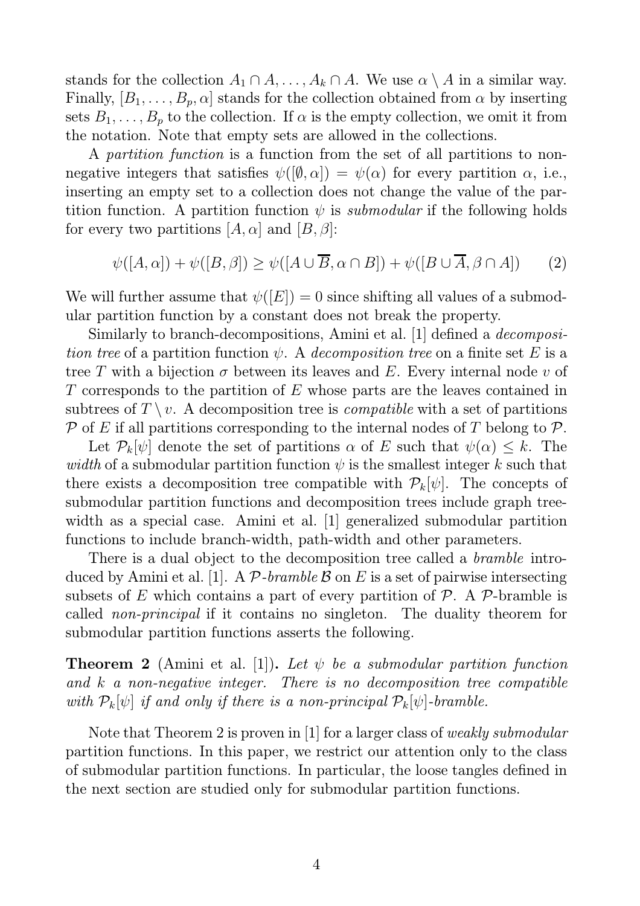stands for the collection $A_1 \cap A, \ldots, A_k \cap A$. We use $\alpha \setminus A$ in a similar way. Finally, $[B_1, \ldots, B_p, \alpha]$ stands for the collection obtained from $\alpha$ by inserting sets $B_1, \ldots, B_p$ to the collection. If $\alpha$ is the empty collection, we omit it from the notation. Note that empty sets are allowed in the collections.

A *partition function* is a function from the set of all partitions to non-negative integers that satisfies $\psi([\emptyset, \alpha]) = \psi(\alpha)$ for every partition $\alpha$, i.e., inserting an empty set to a collection does not change the value of the partition function. A partition function $\psi$ is *submodular* if the following holds for every two partitions $[A, \alpha]$ and $[B, \beta]$:

$$\psi([A, \alpha]) + \psi([B, \beta]) \geq \psi([A \cup \overline{B}, \alpha \cap B]) + \psi([B \cup \overline{A}, \beta \cap A]) \qquad (2)$$

We will further assume that $\psi([E]) = 0$ since shifting all values of a submodular partition function by a constant does not break the property.

Similarly to branch-decompositions, Amini et al. [1] defined a *decomposition tree* of a partition function $\psi$. A *decomposition tree* on a finite set $E$ is a tree $T$ with a bijection $\sigma$ between its leaves and $E$. Every internal node $v$ of $T$ corresponds to the partition of $E$ whose parts are the leaves contained in subtrees of $T \setminus v$. A decomposition tree is *compatible* with a set of partitions $\mathcal{P}$ of $E$ if all partitions corresponding to the internal nodes of $T$ belong to $\mathcal{P}$.

Let $\mathcal{P}_k[\psi]$ denote the set of partitions $\alpha$ of $E$ such that $\psi(\alpha) \leq k$. The *width* of a submodular partition function $\psi$ is the smallest integer $k$ such that there exists a decomposition tree compatible with $\mathcal{P}_k[\psi]$. The concepts of submodular partition functions and decomposition trees include graph tree-width as a special case. Amini et al. [1] generalized submodular partition functions to include branch-width, path-width and other parameters.

There is a dual object to the decomposition tree called a *bramble* introduced by Amini et al. [1]. A $\mathcal{P}$*-bramble* $\mathcal{B}$ on $E$ is a set of pairwise intersecting subsets of $E$ which contains a part of every partition of $\mathcal{P}$. A $\mathcal{P}$-bramble is called *non-principal* if it contains no singleton. The duality theorem for submodular partition functions asserts the following.

**Theorem 2** (Amini et al. [1])**.** *Let $\psi$ be a submodular partition function and $k$ a non-negative integer. There is no decomposition tree compatible with $\mathcal{P}_k[\psi]$ if and only if there is a non-principal $\mathcal{P}_k[\psi]$-bramble.*

Note that Theorem 2 is proven in [1] for a larger class of *weakly submodular* partition functions. In this paper, we restrict our attention only to the class of submodular partition functions. In particular, the loose tangles defined in the next section are studied only for submodular partition functions.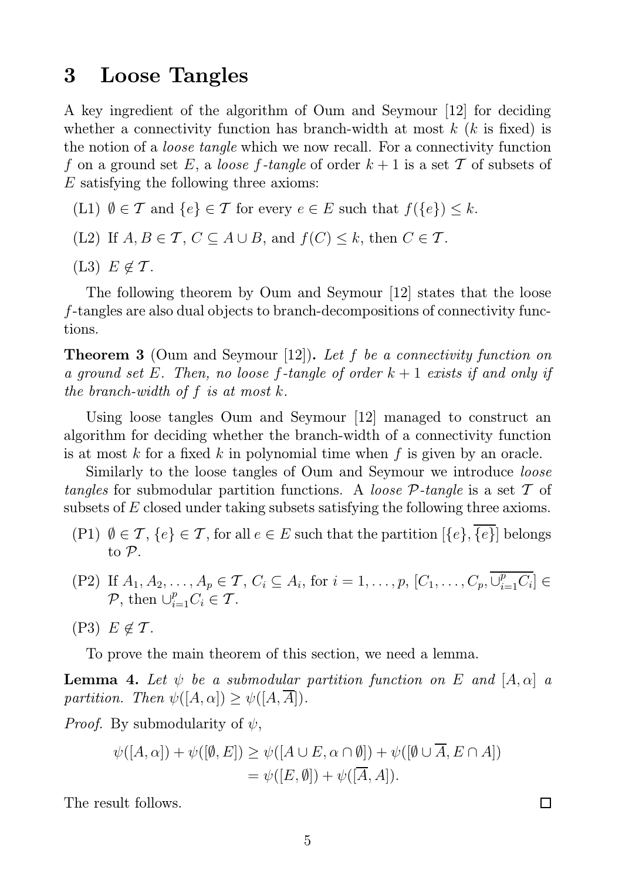# 3 Loose Tangles

A key ingredient of the algorithm of Oum and Seymour [12] for deciding whether a connectivity function has branch-width at most $k$ ($k$ is fixed) is the notion of a *loose tangle* which we now recall. For a connectivity function $f$ on a ground set $E$, a *loose $f$-tangle* of order $k+1$ is a set $\mathcal{T}$ of subsets of $E$ satisfying the following three axioms:

(L1) $\emptyset \in \mathcal{T}$ and $\{e\} \in \mathcal{T}$ for every $e \in E$ such that $f(\{e\}) \leq k$.

(L2) If $A, B \in \mathcal{T}$, $C \subseteq A \cup B$, and $f(C) \leq k$, then $C \in \mathcal{T}$.

(L3) $E \notin \mathcal{T}$.

The following theorem by Oum and Seymour [12] states that the loose $f$-tangles are also dual objects to branch-decompositions of connectivity functions.

**Theorem 3** (Oum and Seymour [12]). *Let $f$ be a connectivity function on a ground set $E$. Then, no loose $f$-tangle of order $k+1$ exists if and only if the branch-width of $f$ is at most $k$.*

Using loose tangles Oum and Seymour [12] managed to construct an algorithm for deciding whether the branch-width of a connectivity function is at most $k$ for a fixed $k$ in polynomial time when $f$ is given by an oracle.

Similarly to the loose tangles of Oum and Seymour we introduce *loose tangles* for submodular partition functions. A *loose $\mathcal{P}$-tangle* is a set $\mathcal{T}$ of subsets of $E$ closed under taking subsets satisfying the following three axioms.

(P1) $\emptyset \in \mathcal{T}$, $\{e\} \in \mathcal{T}$, for all $e \in E$ such that the partition $[\{e\}, \overline{\{e\}}]$ belongs to $\mathcal{P}$.

(P2) If $A_1, A_2, \ldots, A_p \in \mathcal{T}$, $C_i \subseteq A_i$, for $i = 1, \ldots, p$, $[C_1, \ldots, C_p, \overline{\cup_{i=1}^{p} C_i}] \in \mathcal{P}$, then $\cup_{i=1}^{p} C_i \in \mathcal{T}$.

(P3) $E \notin \mathcal{T}$.

To prove the main theorem of this section, we need a lemma.

**Lemma 4.** *Let $\psi$ be a submodular partition function on $E$ and $[A, \alpha]$ a partition. Then $\psi([A, \alpha]) \geq \psi([A, \overline{A}])$.*

*Proof.* By submodularity of $\psi$,

$$\begin{aligned}\psi([A, \alpha]) + \psi([\emptyset, E]) &\geq \psi([A \cup E, \alpha \cap \emptyset]) + \psi([\emptyset \cup \overline{A}, E \cap A]) \\ &= \psi([E, \emptyset]) + \psi([\overline{A}, A]).\end{aligned}$$

The result follows. $\square$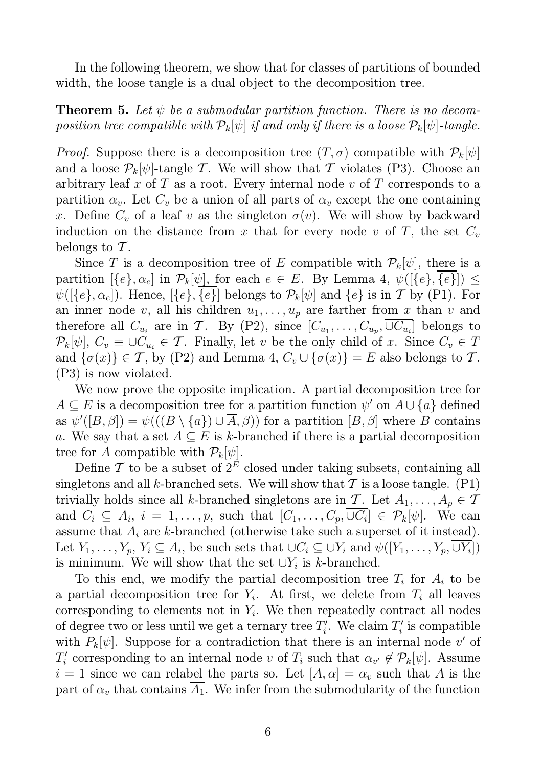In the following theorem, we show that for classes of partitions of bounded width, the loose tangle is a dual object to the decomposition tree.

**Theorem 5.** *Let $\psi$ be a submodular partition function. There is no decomposition tree compatible with $\mathcal{P}_k[\psi]$ if and only if there is a loose $\mathcal{P}_k[\psi]$-tangle.*

*Proof.* Suppose there is a decomposition tree $(T, \sigma)$ compatible with $\mathcal{P}_k[\psi]$ and a loose $\mathcal{P}_k[\psi]$-tangle $\mathcal{T}$. We will show that $\mathcal{T}$ violates (P3). Choose an arbitrary leaf $x$ of $T$ as a root. Every internal node $v$ of $T$ corresponds to a partition $\alpha_v$. Let $C_v$ be a union of all parts of $\alpha_v$ except the one containing $x$. Define $C_v$ of a leaf $v$ as the singleton $\sigma(v)$. We will show by backward induction on the distance from $x$ that for every node $v$ of $T$, the set $C_v$ belongs to $\mathcal{T}$.

Since $T$ is a decomposition tree of $E$ compatible with $\mathcal{P}_k[\psi]$, there is a partition $[\{e\}, \alpha_e]$ in $\mathcal{P}_k[\psi]$, for each $e \in E$. By Lemma 4, $\psi([\{e\}, \overline{\{e\}}]) \leq \psi([\{e\}, \alpha_e])$. Hence, $[\{e\}, \overline{\{e\}}]$ belongs to $\mathcal{P}_k[\psi]$ and $\{e\}$ is in $\mathcal{T}$ by (P1). For an inner node $v$, all his children $u_1, \ldots, u_p$ are farther from $x$ than $v$ and therefore all $C_{u_i}$ are in $\mathcal{T}$. By (P2), since $[C_{u_1}, \ldots, C_{u_p}, \overline{\cup C_{u_i}}]$ belongs to $\mathcal{P}_k[\psi]$, $C_v \equiv \cup C_{u_i} \in \mathcal{T}$. Finally, let $v$ be the only child of $x$. Since $C_v \in T$ and $\{\sigma(x)\} \in \mathcal{T}$, by (P2) and Lemma 4, $C_v \cup \{\sigma(x)\} = E$ also belongs to $\mathcal{T}$. (P3) is now violated.

We now prove the opposite implication. A partial decomposition tree for $A \subseteq E$ is a decomposition tree for a partition function $\psi'$ on $A \cup \{a\}$ defined as $\psi'([B, \beta]) = \psi(((B \setminus \{a\}) \cup \overline{A}, \beta))$ for a partition $[B, \beta]$ where $B$ contains $a$. We say that a set $A \subseteq E$ is $k$-branched if there is a partial decomposition tree for $A$ compatible with $\mathcal{P}_k[\psi]$.

Define $\mathcal{T}$ to be a subset of $2^E$ closed under taking subsets, containing all singletons and all $k$-branched sets. We will show that $\mathcal{T}$ is a loose tangle. (P1) trivially holds since all $k$-branched singletons are in $\mathcal{T}$. Let $A_1, \ldots, A_p \in \mathcal{T}$ and $C_i \subseteq A_i$, $i = 1, \ldots, p$, such that $[C_1, \ldots, C_p, \overline{\cup C_i}] \in \mathcal{P}_k[\psi]$. We can assume that $A_i$ are $k$-branched (otherwise take such a superset of it instead). Let $Y_1, \ldots, Y_p$, $Y_i \subseteq A_i$, be such sets that $\cup C_i \subseteq \cup Y_i$ and $\psi([Y_1, \ldots, Y_p, \overline{\cup Y_i}])$ is minimum. We will show that the set $\cup Y_i$ is $k$-branched.

To this end, we modify the partial decomposition tree $T_i$ for $A_i$ to be a partial decomposition tree for $Y_i$. At first, we delete from $T_i$ all leaves corresponding to elements not in $Y_i$. We then repeatedly contract all nodes of degree two or less until we get a ternary tree $T'_i$. We claim $T'_i$ is compatible with $P_k[\psi]$. Suppose for a contradiction that there is an internal node $v'$ of $T'_i$ corresponding to an internal node $v$ of $T_i$ such that $\alpha_{v'} \notin \mathcal{P}_k[\psi]$. Assume $i = 1$ since we can relabel the parts so. Let $[A, \alpha] = \alpha_v$ such that $A$ is the part of $\alpha_v$ that contains $\overline{A_1}$. We infer from the submodularity of the function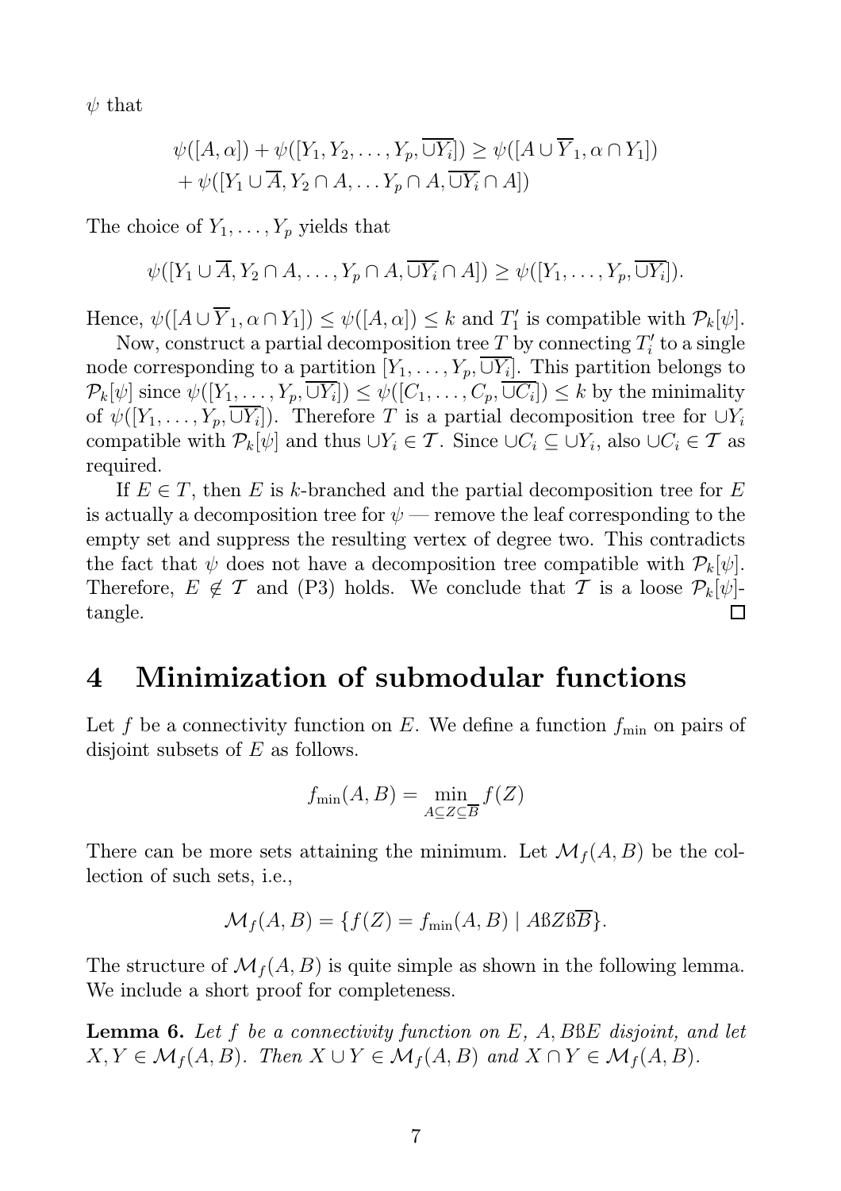$\psi$ that

$$\psi([A, \alpha]) + \psi([Y_1, Y_2, \ldots, Y_p, \overline{\cup Y_i}]) \geq \psi([A \cup \overline{Y}_1, \alpha \cap Y_1])$$
$$+ \psi([Y_1 \cup \overline{A}, Y_2 \cap A, \ldots Y_p \cap A, \overline{\cup Y_i} \cap A])$$

The choice of $Y_1, \ldots, Y_p$ yields that

$$\psi([Y_1 \cup \overline{A}, Y_2 \cap A, \ldots, Y_p \cap A, \overline{\cup Y_i} \cap A]) \geq \psi([Y_1, \ldots, Y_p, \overline{\cup Y_i}]).$$

Hence, $\psi([A \cup \overline{Y}_1, \alpha \cap Y_1]) \leq \psi([A, \alpha]) \leq k$ and $T_1'$ is compatible with $\mathcal{P}_k[\psi]$.

Now, construct a partial decomposition tree $T$ by connecting $T_i'$ to a single node corresponding to a partition $[Y_1, \ldots, Y_p, \overline{\cup Y_i}]$. This partition belongs to $\mathcal{P}_k[\psi]$ since $\psi([Y_1, \ldots, Y_p, \overline{\cup Y_i}]) \leq \psi([C_1, \ldots, C_p, \overline{\cup C_i}]) \leq k$ by the minimality of $\psi([Y_1, \ldots, Y_p, \overline{\cup Y_i}])$. Therefore $T$ is a partial decomposition tree for $\cup Y_i$ compatible with $\mathcal{P}_k[\psi]$ and thus $\cup Y_i \in \mathcal{T}$. Since $\cup C_i \subseteq \cup Y_i$, also $\cup C_i \in \mathcal{T}$ as required.

If $E \in T$, then $E$ is $k$-branched and the partial decomposition tree for $E$ is actually a decomposition tree for $\psi$ — remove the leaf corresponding to the empty set and suppress the resulting vertex of degree two. This contradicts the fact that $\psi$ does not have a decomposition tree compatible with $\mathcal{P}_k[\psi]$. Therefore, $E \notin \mathcal{T}$ and (P3) holds. We conclude that $\mathcal{T}$ is a loose $\mathcal{P}_k[\psi]$-tangle. $\square$

# 4 Minimization of submodular functions

Let $f$ be a connectivity function on $E$. We define a function $f_{\min}$ on pairs of disjoint subsets of $E$ as follows.

$$f_{\min}(A, B) = \min_{A \subseteq Z \subseteq \overline{B}} f(Z)$$

There can be more sets attaining the minimum. Let $\mathcal{M}_f(A, B)$ be the collection of such sets, i.e.,

$$\mathcal{M}_f(A, B) = \{f(Z) = f_{\min}(A, B) \mid A ß Z ß \overline{B}\}.$$

The structure of $\mathcal{M}_f(A, B)$ is quite simple as shown in the following lemma. We include a short proof for completeness.

**Lemma 6.** *Let $f$ be a connectivity function on $E$, $A, B ß E$ disjoint, and let $X, Y \in \mathcal{M}_f(A, B)$. Then $X \cup Y \in \mathcal{M}_f(A, B)$ and $X \cap Y \in \mathcal{M}_f(A, B)$.*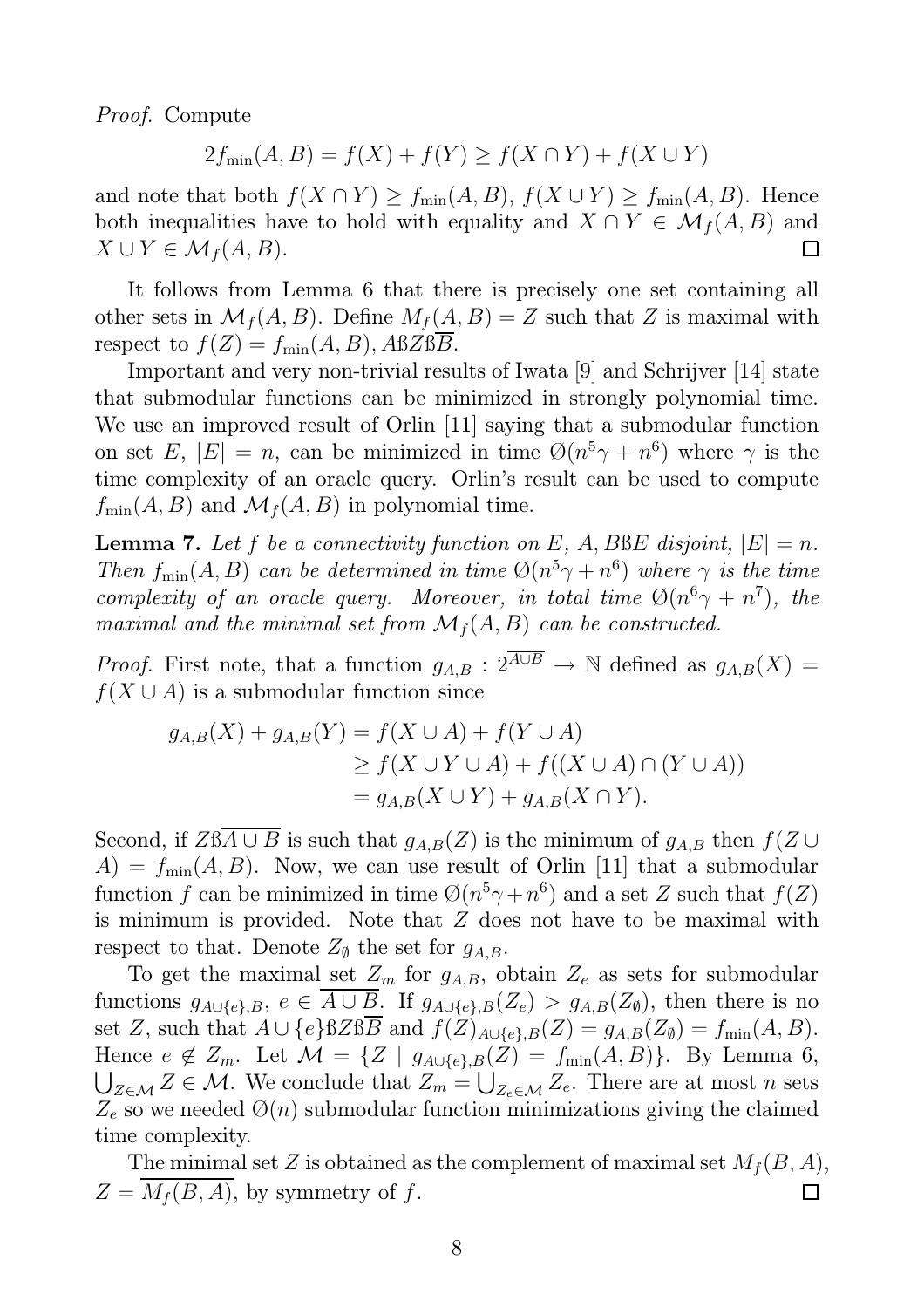*Proof.* Compute

$$2f_{\min}(A,B) = f(X) + f(Y) \geq f(X \cap Y) + f(X \cup Y)$$

and note that both $f(X \cap Y) \geq f_{\min}(A,B)$, $f(X \cup Y) \geq f_{\min}(A,B)$. Hence both inequalities have to hold with equality and $X \cap Y \in \mathcal{M}_f(A,B)$ and $X \cup Y \in \mathcal{M}_f(A,B)$. ◻

It follows from Lemma 6 that there is precisely one set containing all other sets in $\mathcal{M}_f(A,B)$. Define $M_f(A,B) = Z$ such that $Z$ is maximal with respect to $f(Z) = f_{\min}(A,B)$, $A \text{ß} Z \text{ß} \overline{B}$.

Important and very non-trivial results of Iwata [9] and Schrijver [14] state that submodular functions can be minimized in strongly polynomial time. We use an improved result of Orlin [11] saying that a submodular function on set $E$, $|E| = n$, can be minimized in time $\text{Ø}(n^5\gamma + n^6)$ where $\gamma$ is the time complexity of an oracle query. Orlin's result can be used to compute $f_{\min}(A,B)$ and $\mathcal{M}_f(A,B)$ in polynomial time.

**Lemma 7.** *Let $f$ be a connectivity function on $E$, $A, B \text{ß} E$ disjoint, $|E| = n$. Then $f_{\min}(A,B)$ can be determined in time $\text{Ø}(n^5\gamma + n^6)$ where $\gamma$ is the time complexity of an oracle query. Moreover, in total time $\text{Ø}(n^6\gamma + n^7)$, the maximal and the minimal set from $\mathcal{M}_f(A,B)$ can be constructed.*

*Proof.* First note, that a function $g_{A,B} : 2^{\overline{A \cup B}} \to \mathbb{N}$ defined as $g_{A,B}(X) = f(X \cup A)$ is a submodular function since

$$\begin{aligned}
g_{A,B}(X) + g_{A,B}(Y) &= f(X \cup A) + f(Y \cup A) \\
&\geq f(X \cup Y \cup A) + f((X \cup A) \cap (Y \cup A)) \\
&= g_{A,B}(X \cup Y) + g_{A,B}(X \cap Y).
\end{aligned}$$

Second, if $Z \text{ß} \overline{A \cup B}$ is such that $g_{A,B}(Z)$ is the minimum of $g_{A,B}$ then $f(Z \cup A) = f_{\min}(A,B)$. Now, we can use result of Orlin [11] that a submodular function $f$ can be minimized in time $\text{Ø}(n^5\gamma + n^6)$ and a set $Z$ such that $f(Z)$ is minimum is provided. Note that $Z$ does not have to be maximal with respect to that. Denote $Z_\emptyset$ the set for $g_{A,B}$.

To get the maximal set $Z_m$ for $g_{A,B}$, obtain $Z_e$ as sets for submodular functions $g_{A \cup \{e\},B}$, $e \in \overline{A \cup B}$. If $g_{A \cup \{e\},B}(Z_e) > g_{A,B}(Z_\emptyset)$, then there is no set $Z$, such that $A \cup \{e\} \text{ß} Z \text{ß} \overline{B}$ and $f(Z)_{A \cup \{e\},B}(Z) = g_{A,B}(Z_\emptyset) = f_{\min}(A,B)$. Hence $e \notin Z_m$. Let $\mathcal{M} = \{Z \mid g_{A \cup \{e\},B}(Z) = f_{\min}(A,B)\}$. By Lemma 6, $\bigcup_{Z \in \mathcal{M}} Z \in \mathcal{M}$. We conclude that $Z_m = \bigcup_{Z_e \in \mathcal{M}} Z_e$. There are at most $n$ sets $Z_e$ so we needed $\text{Ø}(n)$ submodular function minimizations giving the claimed time complexity.

The minimal set $Z$ is obtained as the complement of maximal set $M_f(B,A)$, $Z = \overline{M_f(B,A)}$, by symmetry of $f$. ◻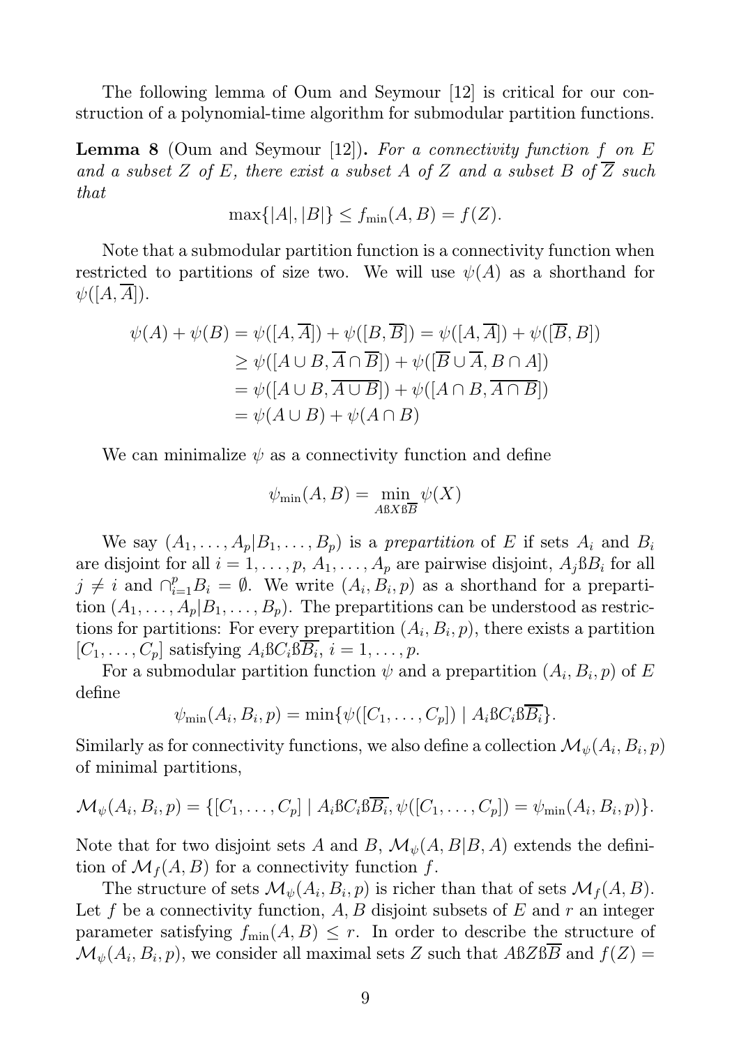The following lemma of Oum and Seymour [12] is critical for our construction of a polynomial-time algorithm for submodular partition functions.

**Lemma 8** (Oum and Seymour [12]). *For a connectivity function $f$ on $E$ and a subset $Z$ of $E$, there exist a subset $A$ of $Z$ and a subset $B$ of $\overline{Z}$ such that*

$$\max\{|A|, |B|\} \leq f_{\min}(A, B) = f(Z).$$

Note that a submodular partition function is a connectivity function when restricted to partitions of size two. We will use $\psi(A)$ as a shorthand for $\psi([A, \overline{A}])$.

$$\begin{aligned}
\psi(A) + \psi(B) &= \psi([A, \overline{A}]) + \psi([B, \overline{B}]) = \psi([A, \overline{A}]) + \psi([\overline{B}, B]) \\
&\geq \psi([A \cup B, \overline{A} \cap \overline{B}]) + \psi([\overline{B} \cup \overline{A}, B \cap A]) \\
&= \psi([A \cup B, \overline{A \cup B}]) + \psi([A \cap B, \overline{A \cap B}]) \\
&= \psi(A \cup B) + \psi(A \cap B)
\end{aligned}$$

We can minimalize $\psi$ as a connectivity function and define

$$\psi_{\min}(A, B) = \min_{A ß X ß \overline{B}} \psi(X)$$

We say $(A_1, \ldots, A_p | B_1, \ldots, B_p)$ is a *prepartition* of $E$ if sets $A_i$ and $B_i$ are disjoint for all $i = 1, \ldots, p$, $A_1, \ldots, A_p$ are pairwise disjoint, $A_j ß B_i$ for all $j \neq i$ and $\cap_{i=1}^{p} B_i = \emptyset$. We write $(A_i, B_i, p)$ as a shorthand for a prepartition $(A_1, \ldots, A_p | B_1, \ldots, B_p)$. The prepartitions can be understood as restrictions for partitions: For every prepartition $(A_i, B_i, p)$, there exists a partition $[C_1, \ldots, C_p]$ satisfying $A_i ß C_i ß \overline{B_i}$, $i = 1, \ldots, p$.

For a submodular partition function $\psi$ and a prepartition $(A_i, B_i, p)$ of $E$ define

$$\psi_{\min}(A_i, B_i, p) = \min\{\psi([C_1, \ldots, C_p]) \mid A_i ß C_i ß \overline{B_i}\}.$$

Similarly as for connectivity functions, we also define a collection $\mathcal{M}_\psi(A_i, B_i, p)$ of minimal partitions,

$$\mathcal{M}_\psi(A_i, B_i, p) = \{[C_1, \ldots, C_p] \mid A_i ß C_i ß \overline{B_i}, \psi([C_1, \ldots, C_p]) = \psi_{\min}(A_i, B_i, p)\}.$$

Note that for two disjoint sets $A$ and $B$, $\mathcal{M}_\psi(A, B|B, A)$ extends the definition of $\mathcal{M}_f(A, B)$ for a connectivity function $f$.

The structure of sets $\mathcal{M}_\psi(A_i, B_i, p)$ is richer than that of sets $\mathcal{M}_f(A, B)$. Let $f$ be a connectivity function, $A, B$ disjoint subsets of $E$ and $r$ an integer parameter satisfying $f_{\min}(A, B) \leq r$. In order to describe the structure of $\mathcal{M}_\psi(A_i, B_i, p)$, we consider all maximal sets $Z$ such that $A ß Z ß \overline{B}$ and $f(Z) =$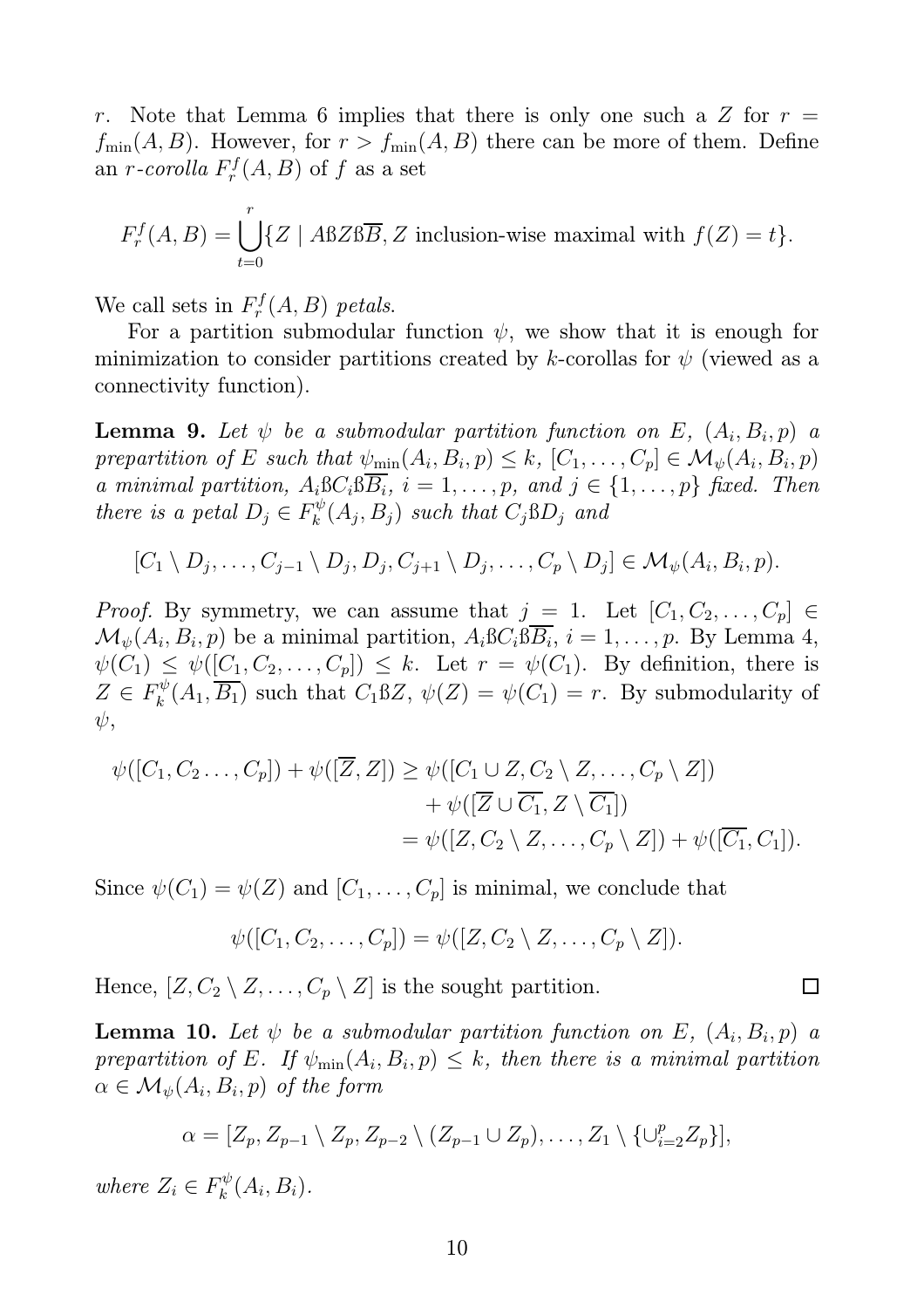$r$. Note that Lemma 6 implies that there is only one such a $Z$ for $r = f_{\min}(A, B)$. However, for $r > f_{\min}(A, B)$ there can be more of them. Define an *$r$-corolla* $F_r^f(A, B)$ of $f$ as a set

$$F_r^f(A, B) = \bigcup_{t=0}^{r} \{Z \mid A ß Z ß \overline{B}, Z \text{ inclusion-wise maximal with } f(Z) = t\}.$$

We call sets in $F_r^f(A, B)$ *petals*.

For a partition submodular function $\psi$, we show that it is enough for minimization to consider partitions created by $k$-corollas for $\psi$ (viewed as a connectivity function).

**Lemma 9.** *Let $\psi$ be a submodular partition function on $E$, $(A_i, B_i, p)$ a prepartition of $E$ such that $\psi_{\min}(A_i, B_i, p) \le k$, $[C_1, \dots, C_p] \in \mathcal{M}_\psi(A_i, B_i, p)$ a minimal partition, $A_i ß C_i ß \overline{B_i}$, $i = 1, \dots, p$, and $j \in \{1, \dots, p\}$ fixed. Then there is a petal $D_j \in F_k^\psi(A_j, B_j)$ such that $C_j ß D_j$ and*

$$[C_1 \setminus D_j, \dots, C_{j-1} \setminus D_j, D_j, C_{j+1} \setminus D_j, \dots, C_p \setminus D_j] \in \mathcal{M}_\psi(A_i, B_i, p).$$

*Proof.* By symmetry, we can assume that $j = 1$. Let $[C_1, C_2, \dots, C_p] \in \mathcal{M}_\psi(A_i, B_i, p)$ be a minimal partition, $A_i ß C_i ß \overline{B_i}$, $i = 1, \dots, p$. By Lemma 4, $\psi(C_1) \le \psi([C_1, C_2, \dots, C_p]) \le k$. Let $r = \psi(C_1)$. By definition, there is $Z \in F_k^\psi(A_1, \overline{B_1})$ such that $C_1 ß Z$, $\psi(Z) = \psi(C_1) = r$. By submodularity of $\psi$,

$$\begin{aligned}
\psi([C_1, C_2 \dots, C_p]) + \psi([\overline{Z}, Z]) &\ge \psi([C_1 \cup Z, C_2 \setminus Z, \dots, C_p \setminus Z]) \\
&\quad + \psi([\overline{Z} \cup \overline{C_1}, Z \setminus \overline{C_1}]) \\
&= \psi([Z, C_2 \setminus Z, \dots, C_p \setminus Z]) + \psi([\overline{C_1}, C_1]).
\end{aligned}$$

Since $\psi(C_1) = \psi(Z)$ and $[C_1, \dots, C_p]$ is minimal, we conclude that

$$\psi([C_1, C_2, \dots, C_p]) = \psi([Z, C_2 \setminus Z, \dots, C_p \setminus Z]).$$

Hence, $[Z, C_2 \setminus Z, \dots, C_p \setminus Z]$ is the sought partition. $\square$

**Lemma 10.** *Let $\psi$ be a submodular partition function on $E$, $(A_i, B_i, p)$ a prepartition of $E$. If $\psi_{\min}(A_i, B_i, p) \le k$, then there is a minimal partition $\alpha \in \mathcal{M}_\psi(A_i, B_i, p)$ of the form*

$$\alpha = [Z_p, Z_{p-1} \setminus Z_p, Z_{p-2} \setminus (Z_{p-1} \cup Z_p), \dots, Z_1 \setminus \{\cup_{i=2}^p Z_p\}],$$

*where $Z_i \in F_k^\psi(A_i, B_i)$.*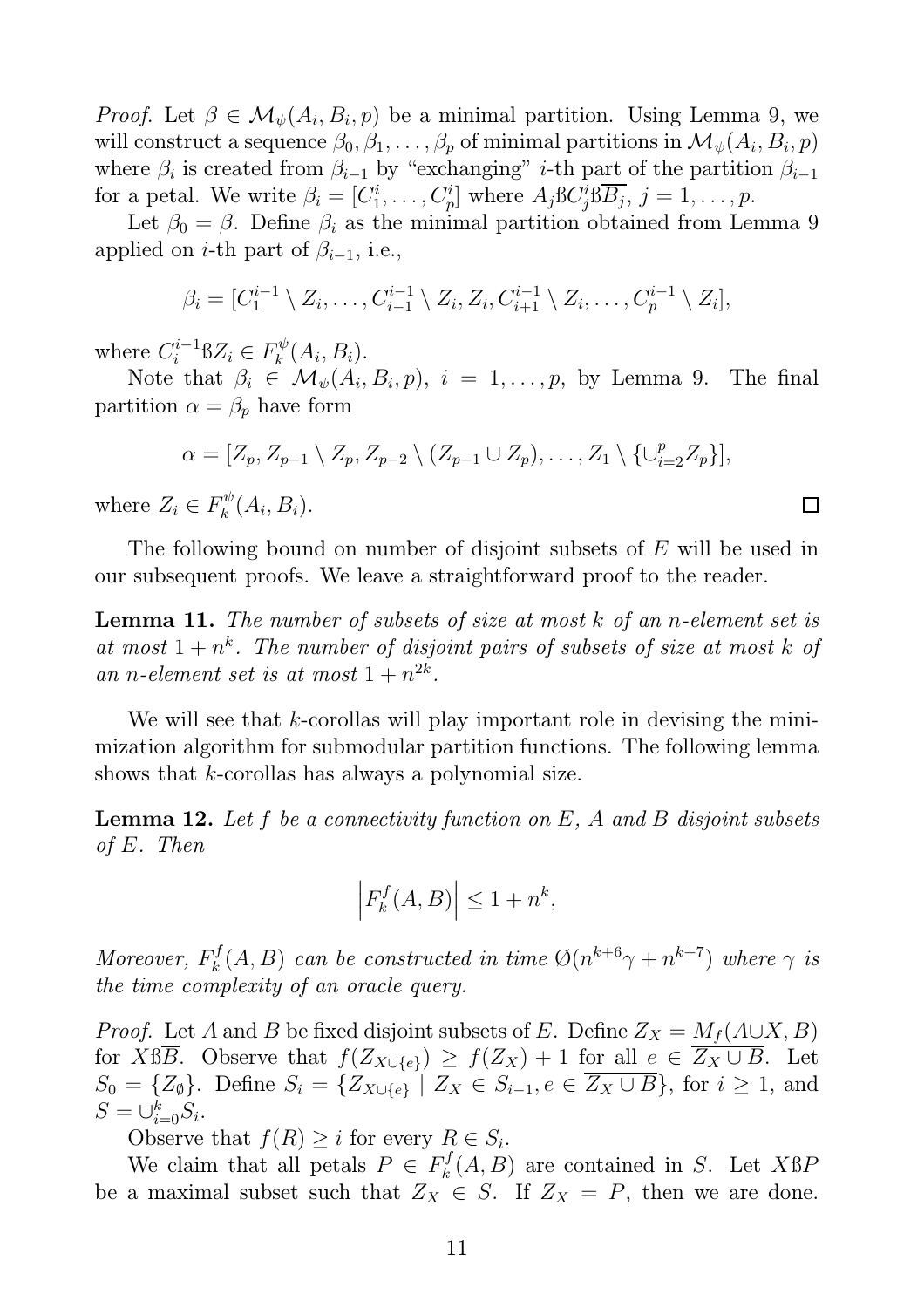*Proof.* Let $\beta \in \mathcal{M}_\psi(A_i, B_i, p)$ be a minimal partition. Using Lemma 9, we will construct a sequence $\beta_0, \beta_1, \ldots, \beta_p$ of minimal partitions in $\mathcal{M}_\psi(A_i, B_i, p)$ where $\beta_i$ is created from $\beta_{i-1}$ by "exchanging" $i$-th part of the partition $\beta_{i-1}$ for a petal. We write $\beta_i = [C_1^i, \ldots, C_p^i]$ where $A_j ß C_j^i ß \overline{B_j}$, $j = 1, \ldots, p$.

Let $\beta_0 = \beta$. Define $\beta_i$ as the minimal partition obtained from Lemma 9 applied on $i$-th part of $\beta_{i-1}$, i.e.,

$$\beta_i = [C_1^{i-1} \setminus Z_i, \ldots, C_{i-1}^{i-1} \setminus Z_i, Z_i, C_{i+1}^{i-1} \setminus Z_i, \ldots, C_p^{i-1} \setminus Z_i],$$

where $C_i^{i-1} ß Z_i \in F_k^\psi(A_i, B_i)$.

Note that $\beta_i \in \mathcal{M}_\psi(A_i, B_i, p)$, $i = 1, \ldots, p$, by Lemma 9. The final partition $\alpha = \beta_p$ have form

$$\alpha = [Z_p, Z_{p-1} \setminus Z_p, Z_{p-2} \setminus (Z_{p-1} \cup Z_p), \ldots, Z_1 \setminus \{\cup_{i=2}^p Z_p\}],$$

where $Z_i \in F_k^\psi(A_i, B_i)$. □

The following bound on number of disjoint subsets of $E$ will be used in our subsequent proofs. We leave a straightforward proof to the reader.

**Lemma 11.** *The number of subsets of size at most $k$ of an $n$-element set is at most $1 + n^k$. The number of disjoint pairs of subsets of size at most $k$ of an $n$-element set is at most $1 + n^{2k}$.*

We will see that $k$-corollas will play important role in devising the minimization algorithm for submodular partition functions. The following lemma shows that $k$-corollas has always a polynomial size.

**Lemma 12.** *Let $f$ be a connectivity function on $E$, $A$ and $B$ disjoint subsets of $E$. Then*

$$\left| F_k^f(A, B) \right| \leq 1 + n^k,$$

*Moreover, $F_k^f(A, B)$ can be constructed in time $\emptyset(n^{k+6}\gamma + n^{k+7})$ where $\gamma$ is the time complexity of an oracle query.*

*Proof.* Let $A$ and $B$ be fixed disjoint subsets of $E$. Define $Z_X = M_f(A \cup X, B)$ for $X ß \overline{B}$. Observe that $f(Z_{X \cup \{e\}}) \geq f(Z_X) + 1$ for all $e \in \overline{Z_X \cup B}$. Let $S_0 = \{Z_\emptyset\}$. Define $S_i = \{Z_{X \cup \{e\}} \mid Z_X \in S_{i-1}, e \in \overline{Z_X \cup B}\}$, for $i \geq 1$, and $S = \cup_{i=0}^k S_i$.

Observe that $f(R) \geq i$ for every $R \in S_i$.

We claim that all petals $P \in F_k^f(A, B)$ are contained in $S$. Let $X ß P$ be a maximal subset such that $Z_X \in S$. If $Z_X = P$, then we are done.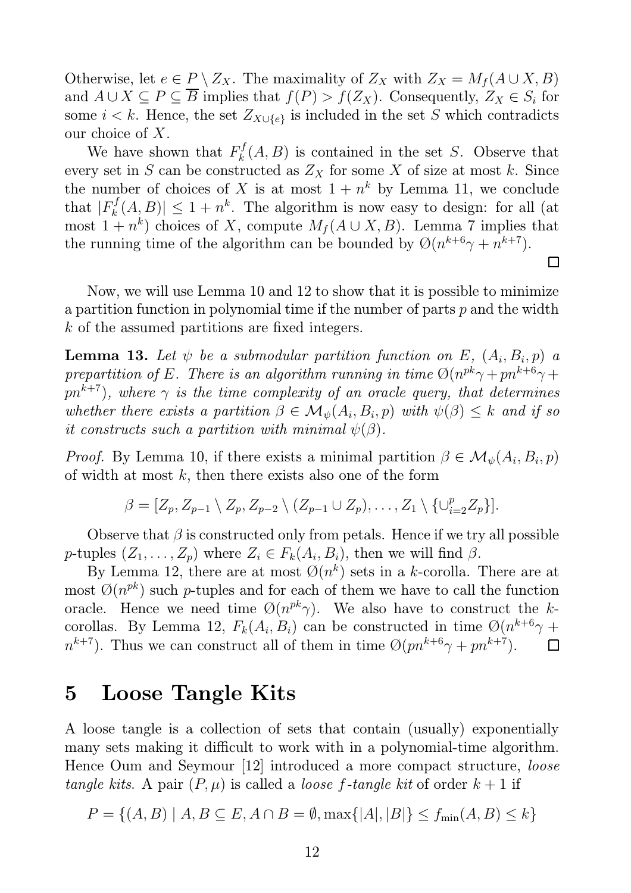Otherwise, let $e \in P \setminus Z_X$. The maximality of $Z_X$ with $Z_X = M_f(A \cup X, B)$ and $A \cup X \subseteq P \subseteq \overline{B}$ implies that $f(P) > f(Z_X)$. Consequently, $Z_X \in S_i$ for some $i < k$. Hence, the set $Z_{X \cup \{e\}}$ is included in the set $S$ which contradicts our choice of $X$.

We have shown that $F_k^f(A, B)$ is contained in the set $S$. Observe that every set in $S$ can be constructed as $Z_X$ for some $X$ of size at most $k$. Since the number of choices of $X$ is at most $1 + n^k$ by Lemma 11, we conclude that $|F_k^f(A, B)| \leq 1 + n^k$. The algorithm is now easy to design: for all (at most $1 + n^k$) choices of $X$, compute $M_f(A \cup X, B)$. Lemma 7 implies that the running time of the algorithm can be bounded by $\emptyset(n^{k+6}\gamma + n^{k+7})$. □

Now, we will use Lemma 10 and 12 to show that it is possible to minimize a partition function in polynomial time if the number of parts $p$ and the width $k$ of the assumed partitions are fixed integers.

**Lemma 13.** *Let $\psi$ be a submodular partition function on $E$, $(A_i, B_i, p)$ a prepartition of $E$. There is an algorithm running in time $\emptyset(n^{pk}\gamma + pn^{k+6}\gamma + pn^{k+7})$, where $\gamma$ is the time complexity of an oracle query, that determines whether there exists a partition $\beta \in \mathcal{M}_\psi(A_i, B_i, p)$ with $\psi(\beta) \leq k$ and if so it constructs such a partition with minimal $\psi(\beta)$.*

*Proof.* By Lemma 10, if there exists a minimal partition $\beta \in \mathcal{M}_\psi(A_i, B_i, p)$ of width at most $k$, then there exists also one of the form

$$\beta = [Z_p, Z_{p-1} \setminus Z_p, Z_{p-2} \setminus (Z_{p-1} \cup Z_p), \ldots, Z_1 \setminus \{\cup_{i=2}^p Z_p\}].$$

Observe that $\beta$ is constructed only from petals. Hence if we try all possible $p$-tuples $(Z_1, \ldots, Z_p)$ where $Z_i \in F_k(A_i, B_i)$, then we will find $\beta$.

By Lemma 12, there are at most $\emptyset(n^k)$ sets in a $k$-corolla. There are at most $\emptyset(n^{pk})$ such $p$-tuples and for each of them we have to call the function oracle. Hence we need time $\emptyset(n^{pk}\gamma)$. We also have to construct the $k$-corollas. By Lemma 12, $F_k(A_i, B_i)$ can be constructed in time $\emptyset(n^{k+6}\gamma + n^{k+7})$. Thus we can construct all of them in time $\emptyset(pn^{k+6}\gamma + pn^{k+7})$. □

# 5 Loose Tangle Kits

A loose tangle is a collection of sets that contain (usually) exponentially many sets making it difficult to work with in a polynomial-time algorithm. Hence Oum and Seymour [12] introduced a more compact structure, *loose tangle kits*. A pair $(P, \mu)$ is called a *loose $f$-tangle kit* of order $k+1$ if

$$P = \{(A, B) \mid A, B \subseteq E, A \cap B = \emptyset, \max\{|A|, |B|\} \leq f_{\min}(A, B) \leq k\}$$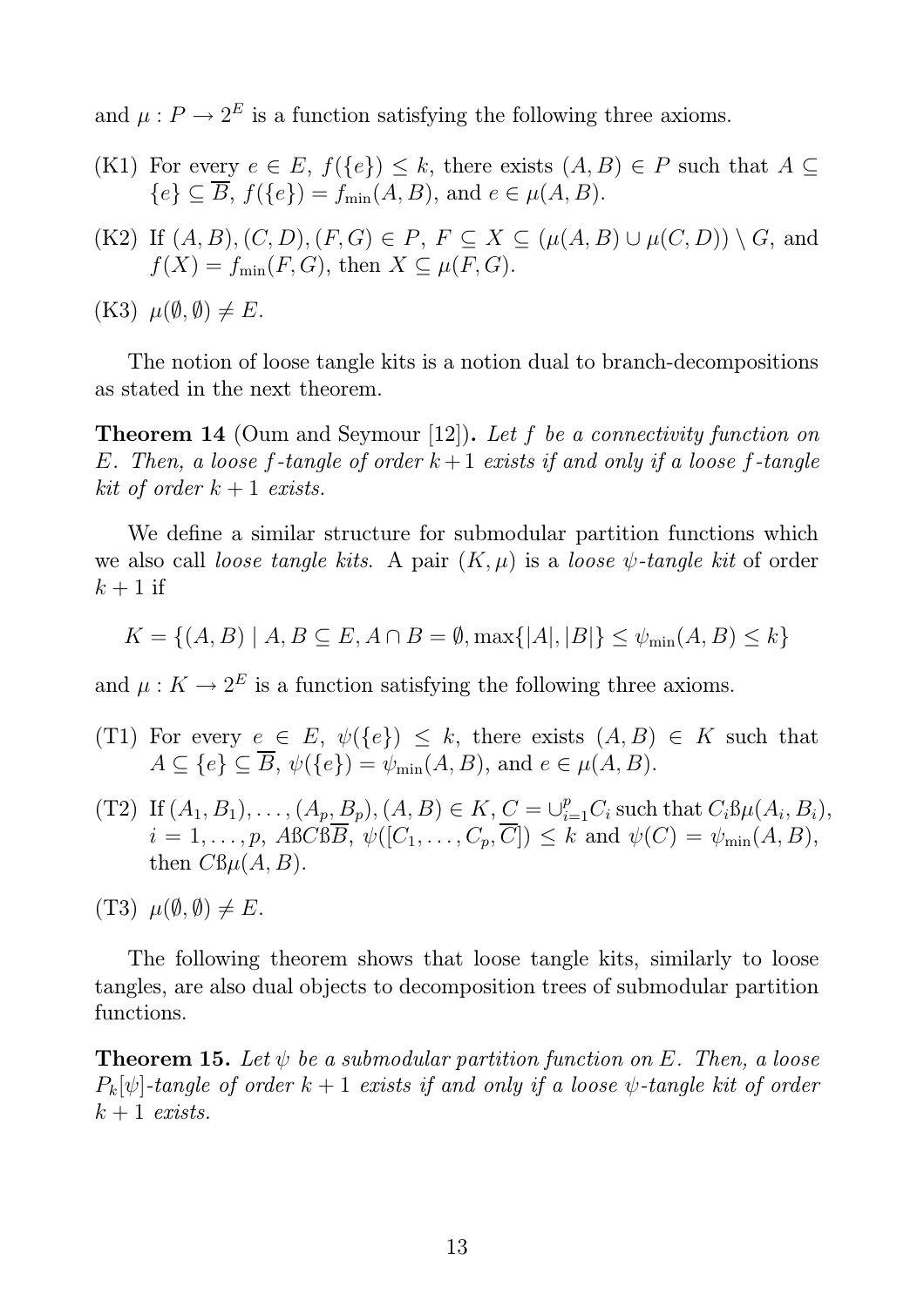and $\mu : P \to 2^E$ is a function satisfying the following three axioms.

(K1) For every $e \in E$, $f(\{e\}) \leq k$, there exists $(A, B) \in P$ such that $A \subseteq \{e\} \subseteq \overline{B}$, $f(\{e\}) = f_{\min}(A, B)$, and $e \in \mu(A, B)$.

(K2) If $(A, B), (C, D), (F, G) \in P$, $F \subseteq X \subseteq (\mu(A, B) \cup \mu(C, D)) \setminus G$, and $f(X) = f_{\min}(F, G)$, then $X \subseteq \mu(F, G)$.

(K3) $\mu(\emptyset, \emptyset) \neq E$.

The notion of loose tangle kits is a notion dual to branch-decompositions as stated in the next theorem.

**Theorem 14** (Oum and Seymour [12]). *Let $f$ be a connectivity function on $E$. Then, a loose $f$-tangle of order $k+1$ exists if and only if a loose $f$-tangle kit of order $k+1$ exists.*

We define a similar structure for submodular partition functions which we also call *loose tangle kits*. A pair $(K, \mu)$ is a *loose $\psi$-tangle kit* of order $k+1$ if

$$K = \{(A, B) \mid A, B \subseteq E, A \cap B = \emptyset, \max\{|A|, |B|\} \leq \psi_{\min}(A, B) \leq k\}$$

and $\mu : K \to 2^E$ is a function satisfying the following three axioms.

(T1) For every $e \in E$, $\psi(\{e\}) \leq k$, there exists $(A, B) \in K$ such that $A \subseteq \{e\} \subseteq \overline{B}$, $\psi(\{e\}) = \psi_{\min}(A, B)$, and $e \in \mu(A, B)$.

(T2) If $(A_1, B_1), \ldots, (A_p, B_p), (A, B) \in K$, $C = \cup_{i=1}^{p} C_i$ such that $C_i \text{ß} \mu(A_i, B_i)$, $i = 1, \ldots, p$, $A \text{ß} C \text{ß} \overline{B}$, $\psi([C_1, \ldots, C_p, \overline{C}]) \leq k$ and $\psi(C) = \psi_{\min}(A, B)$, then $C \text{ß} \mu(A, B)$.

(T3) $\mu(\emptyset, \emptyset) \neq E$.

The following theorem shows that loose tangle kits, similarly to loose tangles, are also dual objects to decomposition trees of submodular partition functions.

**Theorem 15.** *Let $\psi$ be a submodular partition function on $E$. Then, a loose $P_k[\psi]$-tangle of order $k+1$ exists if and only if a loose $\psi$-tangle kit of order $k+1$ exists.*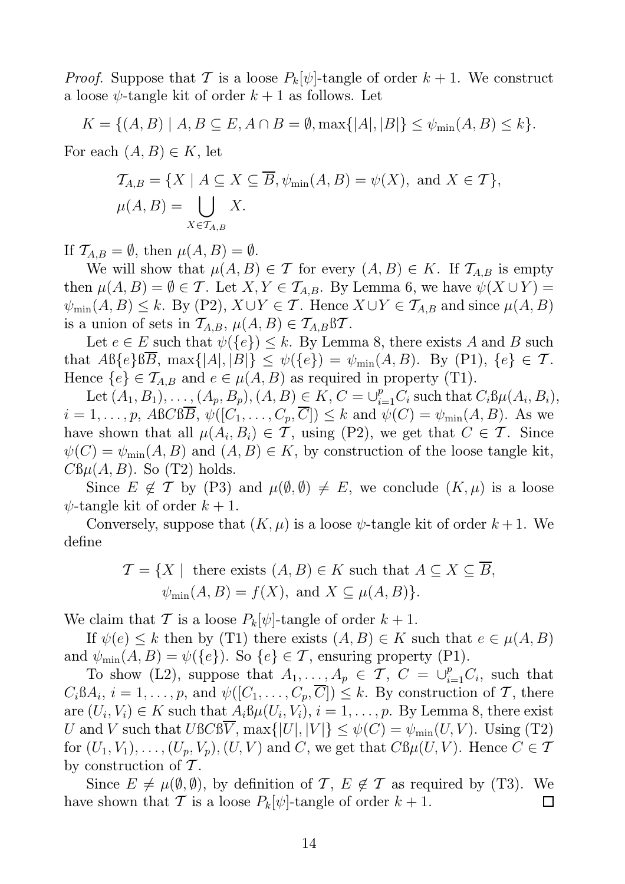*Proof.* Suppose that $\mathcal{T}$ is a loose $P_k[\psi]$-tangle of order $k+1$. We construct a loose $\psi$-tangle kit of order $k+1$ as follows. Let

$$K = \{(A,B) \mid A, B \subseteq E, A \cap B = \emptyset, \max\{|A|, |B|\} \leq \psi_{\min}(A,B) \leq k\}.$$

For each $(A,B) \in K$, let

$$\mathcal{T}_{A,B} = \{X \mid A \subseteq X \subseteq \overline{B}, \psi_{\min}(A,B) = \psi(X), \text{ and } X \in \mathcal{T}\},$$
$$\mu(A,B) = \bigcup_{X \in \mathcal{T}_{A,B}} X.$$

If $\mathcal{T}_{A,B} = \emptyset$, then $\mu(A,B) = \emptyset$.

We will show that $\mu(A,B) \in \mathcal{T}$ for every $(A,B) \in K$. If $\mathcal{T}_{A,B}$ is empty then $\mu(A,B) = \emptyset \in \mathcal{T}$. Let $X, Y \in \mathcal{T}_{A,B}$. By Lemma 6, we have $\psi(X \cup Y) = \psi_{\min}(A,B) \leq k$. By (P2), $X \cup Y \in \mathcal{T}$. Hence $X \cup Y \in \mathcal{T}_{A,B}$ and since $\mu(A,B)$ is a union of sets in $\mathcal{T}_{A,B}$, $\mu(A,B) \in \mathcal{T}_{A,B} ß \mathcal{T}$.

Let $e \in E$ such that $\psi(\{e\}) \leq k$. By Lemma 8, there exists $A$ and $B$ such that $A ß \{e\} ß \overline{B}$, $\max\{|A|, |B|\} \leq \psi(\{e\}) = \psi_{\min}(A,B)$. By (P1), $\{e\} \in \mathcal{T}$. Hence $\{e\} \in \mathcal{T}_{A,B}$ and $e \in \mu(A,B)$ as required in property (T1).

Let $(A_1,B_1), \ldots, (A_p,B_p), (A,B) \in K$, $C = \cup_{i=1}^{p} C_i$ such that $C_i ß \mu(A_i,B_i)$, $i = 1, \ldots, p$, $A ß C ß \overline{B}$, $\psi([C_1, \ldots, C_p, \overline{C}]) \leq k$ and $\psi(C) = \psi_{\min}(A,B)$. As we have shown that all $\mu(A_i,B_i) \in \mathcal{T}$, using (P2), we get that $C \in \mathcal{T}$. Since $\psi(C) = \psi_{\min}(A,B)$ and $(A,B) \in K$, by construction of the loose tangle kit, $C ß \mu(A,B)$. So (T2) holds.

Since $E \notin \mathcal{T}$ by (P3) and $\mu(\emptyset,\emptyset) \neq E$, we conclude $(K,\mu)$ is a loose $\psi$-tangle kit of order $k+1$.

Conversely, suppose that $(K,\mu)$ is a loose $\psi$-tangle kit of order $k+1$. We define

$$\mathcal{T} = \{X \mid \text{ there exists } (A,B) \in K \text{ such that } A \subseteq X \subseteq \overline{B},$$
$$\psi_{\min}(A,B) = f(X), \text{ and } X \subseteq \mu(A,B)\}.$$

We claim that $\mathcal{T}$ is a loose $P_k[\psi]$-tangle of order $k+1$.

If $\psi(e) \leq k$ then by (T1) there exists $(A,B) \in K$ such that $e \in \mu(A,B)$ and $\psi_{\min}(A,B) = \psi(\{e\})$. So $\{e\} \in \mathcal{T}$, ensuring property (P1).

To show (L2), suppose that $A_1, \ldots, A_p \in \mathcal{T}$, $C = \cup_{i=1}^{p} C_i$, such that $C_i ß A_i$, $i = 1, \ldots, p$, and $\psi([C_1, \ldots, C_p, \overline{C}]) \leq k$. By construction of $\mathcal{T}$, there are $(U_i,V_i) \in K$ such that $A_i ß \mu(U_i,V_i)$, $i = 1, \ldots, p$. By Lemma 8, there exist $U$ and $V$ such that $U ß C ß \overline{V}$, $\max\{|U|, |V|\} \leq \psi(C) = \psi_{\min}(U,V)$. Using (T2) for $(U_1,V_1), \ldots, (U_p,V_p), (U,V)$ and $C$, we get that $C ß \mu(U,V)$. Hence $C \in \mathcal{T}$ by construction of $\mathcal{T}$.

Since $E \neq \mu(\emptyset,\emptyset)$, by definition of $\mathcal{T}$, $E \notin \mathcal{T}$ as required by (T3). We have shown that $\mathcal{T}$ is a loose $P_k[\psi]$-tangle of order $k+1$. $\square$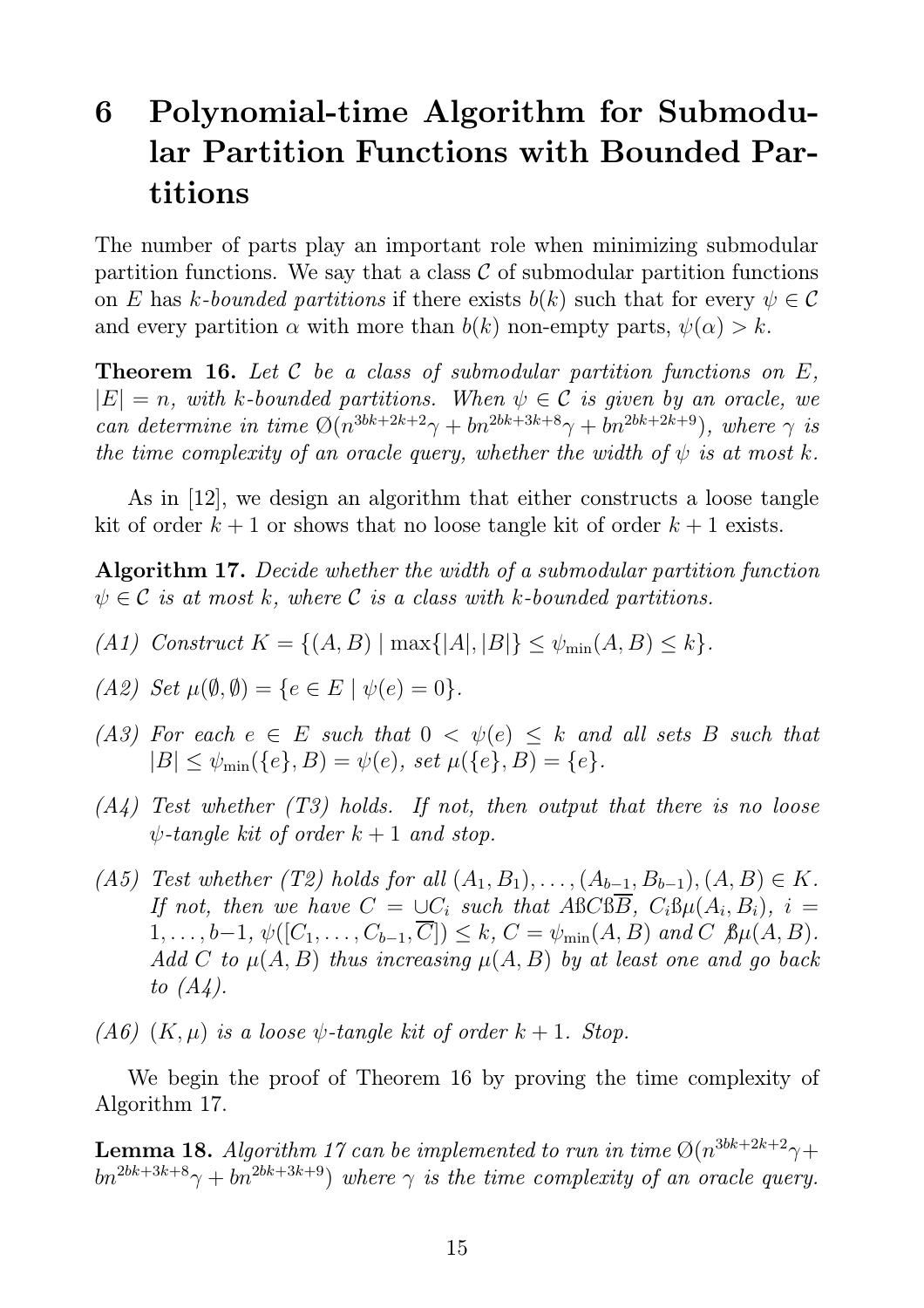# 6 Polynomial-time Algorithm for Submodular Partition Functions with Bounded Partitions

The number of parts play an important role when minimizing submodular partition functions. We say that a class $\mathcal{C}$ of submodular partition functions on $E$ has *k-bounded partitions* if there exists $b(k)$ such that for every $\psi \in \mathcal{C}$ and every partition $\alpha$ with more than $b(k)$ non-empty parts, $\psi(\alpha) > k$.

**Theorem 16.** *Let $\mathcal{C}$ be a class of submodular partition functions on $E$, $|E| = n$, with k-bounded partitions. When $\psi \in \mathcal{C}$ is given by an oracle, we can determine in time $Ø(n^{3bk+2k+2}\gamma + bn^{2bk+3k+8}\gamma + bn^{2bk+2k+9})$, where $\gamma$ is the time complexity of an oracle query, whether the width of $\psi$ is at most $k$.*

As in [12], we design an algorithm that either constructs a loose tangle kit of order $k+1$ or shows that no loose tangle kit of order $k+1$ exists.

**Algorithm 17.** *Decide whether the width of a submodular partition function $\psi \in \mathcal{C}$ is at most $k$, where $\mathcal{C}$ is a class with k-bounded partitions.*

*(A1) Construct $K = \{(A, B) \mid \max\{|A|, |B|\} \leq \psi_{\min}(A, B) \leq k\}$.*

*(A2) Set $\mu(\emptyset, \emptyset) = \{e \in E \mid \psi(e) = 0\}$.*

*(A3) For each $e \in E$ such that $0 < \psi(e) \leq k$ and all sets $B$ such that $|B| \leq \psi_{\min}(\{e\}, B) = \psi(e)$, set $\mu(\{e\}, B) = \{e\}$.*

*(A4) Test whether (T3) holds. If not, then output that there is no loose $\psi$-tangle kit of order $k+1$ and stop.*

*(A5) Test whether (T2) holds for all $(A_1, B_1), \ldots, (A_{b-1}, B_{b-1}), (A, B) \in K$. If not, then we have $C = \cup C_i$ such that $A\text{ß}C\text{ß}\overline{B}$, $C_i\text{ß}\mu(A_i, B_i)$, $i = 1, \ldots, b-1$, $\psi([C_1, \ldots, C_{b-1}, \overline{C}]) \leq k$, $C = \psi_{\min}(A, B)$ and $C \not{\text{ß}}\mu(A, B)$. Add $C$ to $\mu(A, B)$ thus increasing $\mu(A, B)$ by at least one and go back to (A4).*

*(A6) $(K, \mu)$ is a loose $\psi$-tangle kit of order $k+1$. Stop.*

We begin the proof of Theorem 16 by proving the time complexity of Algorithm 17.

**Lemma 18.** *Algorithm 17 can be implemented to run in time $Ø(n^{3bk+2k+2}\gamma + bn^{2bk+3k+8}\gamma + bn^{2bk+3k+9})$ where $\gamma$ is the time complexity of an oracle query.*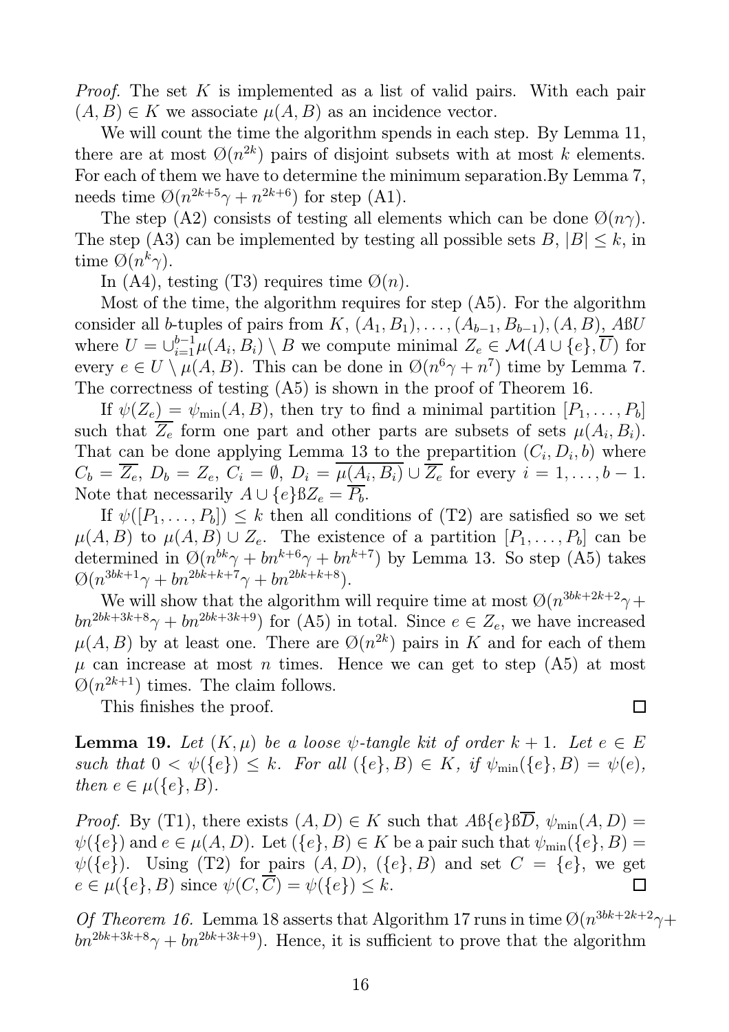*Proof.* The set $K$ is implemented as a list of valid pairs. With each pair $(A, B) \in K$ we associate $\mu(A, B)$ as an incidence vector.

We will count the time the algorithm spends in each step. By Lemma 11, there are at most $\mathcal{O}(n^{2k})$ pairs of disjoint subsets with at most $k$ elements. For each of them we have to determine the minimum separation.By Lemma 7, needs time $\mathcal{O}(n^{2k+5}\gamma + n^{2k+6})$ for step (A1).

The step (A2) consists of testing all elements which can be done $\mathcal{O}(n\gamma)$. The step (A3) can be implemented by testing all possible sets $B$, $|B| \leq k$, in time $\mathcal{O}(n^k\gamma)$.

In (A4), testing (T3) requires time $\mathcal{O}(n)$.

Most of the time, the algorithm requires for step (A5). For the algorithm consider all $b$-tuples of pairs from $K$, $(A_1, B_1), \ldots, (A_{b-1}, B_{b-1}), (A, B)$, $A ß U$ where $U = \cup_{i=1}^{b-1}\mu(A_i, B_i) \setminus B$ we compute minimal $Z_e \in \mathcal{M}(A \cup \{e\}, \overline{U})$ for every $e \in U \setminus \mu(A, B)$. This can be done in $\mathcal{O}(n^6\gamma + n^7)$ time by Lemma 7. The correctness of testing (A5) is shown in the proof of Theorem 16.

If $\psi(Z_e) = \psi_{\min}(A, B)$, then try to find a minimal partition $[P_1, \ldots, P_b]$ such that $\overline{Z_e}$ form one part and other parts are subsets of sets $\mu(A_i, B_i)$. That can be done applying Lemma 13 to the prepartition $(C_i, D_i, b)$ where $C_b = \overline{Z_e}$, $D_b = Z_e$, $C_i = \emptyset$, $D_i = \overline{\mu(A_i, B_i)} \cup \overline{Z_e}$ for every $i = 1, \ldots, b-1$. Note that necessarily $A \cup \{e\} ß Z_e = \overline{P_b}$.

If $\psi([P_1, \ldots, P_b]) \leq k$ then all conditions of (T2) are satisfied so we set $\mu(A, B)$ to $\mu(A, B) \cup Z_e$. The existence of a partition $[P_1, \ldots, P_b]$ can be determined in $\mathcal{O}(n^{bk}\gamma + bn^{k+6}\gamma + bn^{k+7})$ by Lemma 13. So step (A5) takes $\mathcal{O}(n^{3bk+1}\gamma + bn^{2bk+k+7}\gamma + bn^{2bk+k+8})$.

We will show that the algorithm will require time at most $\mathcal{O}(n^{3bk+2k+2}\gamma + bn^{2bk+3k+8}\gamma + bn^{2bk+3k+9})$ for (A5) in total. Since $e \in Z_e$, we have increased $\mu(A, B)$ by at least one. There are $\mathcal{O}(n^{2k})$ pairs in $K$ and for each of them $\mu$ can increase at most $n$ times. Hence we can get to step (A5) at most $\mathcal{O}(n^{2k+1})$ times. The claim follows.

This finishes the proof. $\square$

**Lemma 19.** *Let $(K, \mu)$ be a loose $\psi$-tangle kit of order $k+1$. Let $e \in E$ such that $0 < \psi(\{e\}) \leq k$. For all $(\{e\}, B) \in K$, if $\psi_{\min}(\{e\}, B) = \psi(e)$, then $e \in \mu(\{e\}, B)$.*

*Proof.* By (T1), there exists $(A, D) \in K$ such that $A ß \{e\} ß \overline{D}$, $\psi_{\min}(A, D) = \psi(\{e\})$ and $e \in \mu(A, D)$. Let $(\{e\}, B) \in K$ be a pair such that $\psi_{\min}(\{e\}, B) = \psi(\{e\})$. Using (T2) for pairs $(A, D)$, $(\{e\}, B)$ and set $C = \{e\}$, we get $e \in \mu(\{e\}, B)$ since $\psi(C, \overline{C}) = \psi(\{e\}) \leq k$. $\square$

*Of Theorem 16.* Lemma 18 asserts that Algorithm 17 runs in time $\mathcal{O}(n^{3bk+2k+2}\gamma + bn^{2bk+3k+8}\gamma + bn^{2bk+3k+9})$. Hence, it is sufficient to prove that the algorithm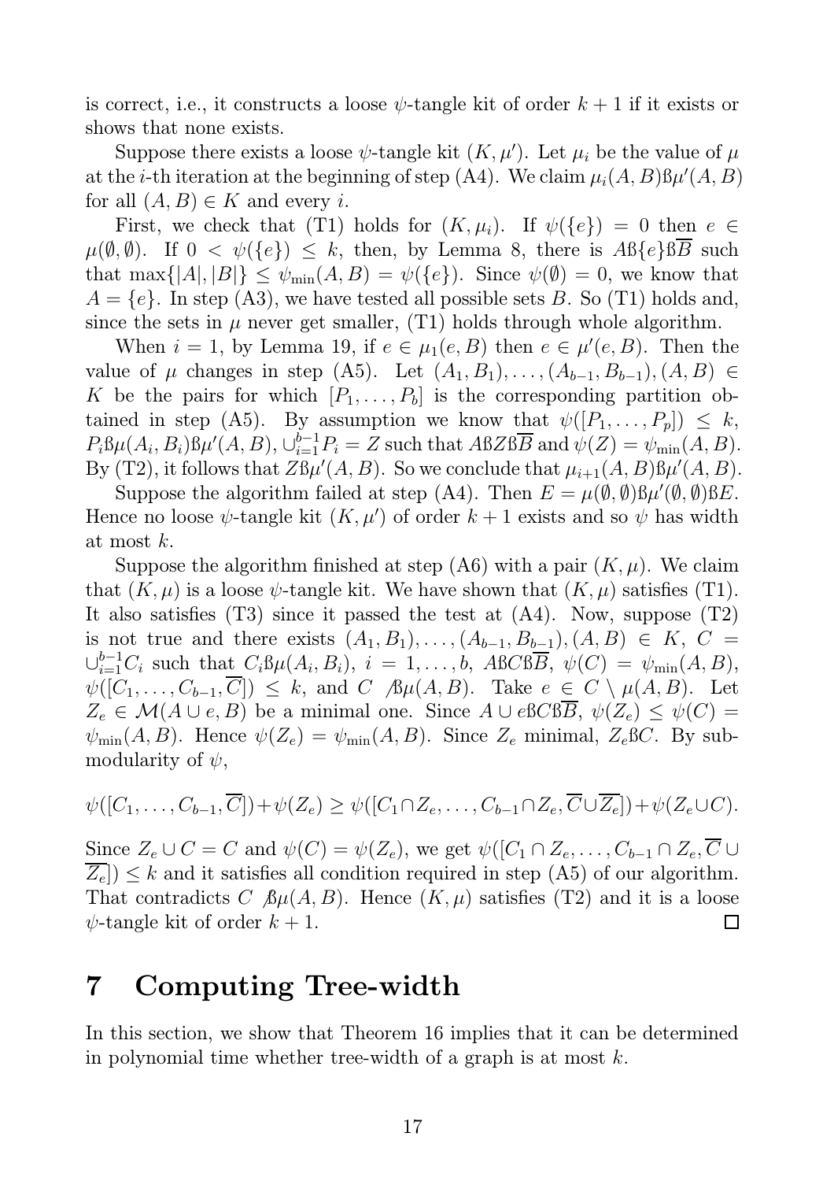is correct, i.e., it constructs a loose $\psi$-tangle kit of order $k+1$ if it exists or shows that none exists.

Suppose there exists a loose $\psi$-tangle kit $(K, \mu')$. Let $\mu_i$ be the value of $\mu$ at the $i$-th iteration at the beginning of step (A4). We claim $\mu_i(A,B) ß \mu'(A,B)$ for all $(A,B) \in K$ and every $i$.

First, we check that (T1) holds for $(K, \mu_i)$. If $\psi(\{e\}) = 0$ then $e \in \mu(\emptyset, \emptyset)$. If $0 < \psi(\{e\}) \leq k$, then, by Lemma 8, there is $A ß \{e\} ß \overline{B}$ such that $\max\{|A|, |B|\} \leq \psi_{\min}(A,B) = \psi(\{e\})$. Since $\psi(\emptyset) = 0$, we know that $A = \{e\}$. In step (A3), we have tested all possible sets $B$. So (T1) holds and, since the sets in $\mu$ never get smaller, (T1) holds through whole algorithm.

When $i = 1$, by Lemma 19, if $e \in \mu_1(e, B)$ then $e \in \mu'(e, B)$. Then the value of $\mu$ changes in step (A5). Let $(A_1, B_1), \ldots, (A_{b-1}, B_{b-1}), (A, B) \in K$ be the pairs for which $[P_1, \ldots, P_b]$ is the corresponding partition obtained in step (A5). By assumption we know that $\psi([P_1, \ldots, P_p]) \leq k$, $P_i ß \mu(A_i, B_i) ß \mu'(A, B)$, $\cup_{i=1}^{b-1} P_i = Z$ such that $A ß Z ß \overline{B}$ and $\psi(Z) = \psi_{\min}(A, B)$. By (T2), it follows that $Z ß \mu'(A, B)$. So we conclude that $\mu_{i+1}(A, B) ß \mu'(A, B)$.

Suppose the algorithm failed at step (A4). Then $E = \mu(\emptyset, \emptyset) ß \mu'(\emptyset, \emptyset) ß E$. Hence no loose $\psi$-tangle kit $(K, \mu')$ of order $k+1$ exists and so $\psi$ has width at most $k$.

Suppose the algorithm finished at step (A6) with a pair $(K, \mu)$. We claim that $(K, \mu)$ is a loose $\psi$-tangle kit. We have shown that $(K, \mu)$ satisfies (T1). It also satisfies (T3) since it passed the test at (A4). Now, suppose (T2) is not true and there exists $(A_1, B_1), \ldots, (A_{b-1}, B_{b-1}), (A, B) \in K$, $C = \cup_{i=1}^{b-1} C_i$ such that $C_i ß \mu(A_i, B_i)$, $i = 1, \ldots, b$, $A ß C ß \overline{B}$, $\psi(C) = \psi_{\min}(A, B)$, $\psi([C_1, \ldots, C_{b-1}, \overline{C}]) \leq k$, and $C \not ß \mu(A, B)$. Take $e \in C \setminus \mu(A, B)$. Let $Z_e \in \mathcal{M}(A \cup e, B)$ be a minimal one. Since $A \cup e ß C ß \overline{B}$, $\psi(Z_e) \leq \psi(C) = \psi_{\min}(A, B)$. Hence $\psi(Z_e) = \psi_{\min}(A, B)$. Since $Z_e$ minimal, $Z_e ß C$. By submodularity of $\psi$,

$$\psi([C_1, \ldots, C_{b-1}, \overline{C}]) + \psi(Z_e) \geq \psi([C_1 \cap Z_e, \ldots, C_{b-1} \cap Z_e, \overline{C} \cup \overline{Z_e}]) + \psi(Z_e \cup C).$$

Since $Z_e \cup C = C$ and $\psi(C) = \psi(Z_e)$, we get $\psi([C_1 \cap Z_e, \ldots, C_{b-1} \cap Z_e, \overline{C} \cup \overline{Z_e}]) \leq k$ and it satisfies all condition required in step (A5) of our algorithm. That contradicts $C \not ß \mu(A, B)$. Hence $(K, \mu)$ satisfies (T2) and it is a loose $\psi$-tangle kit of order $k+1$. $\square$

# 7 Computing Tree-width

In this section, we show that Theorem 16 implies that it can be determined in polynomial time whether tree-width of a graph is at most $k$.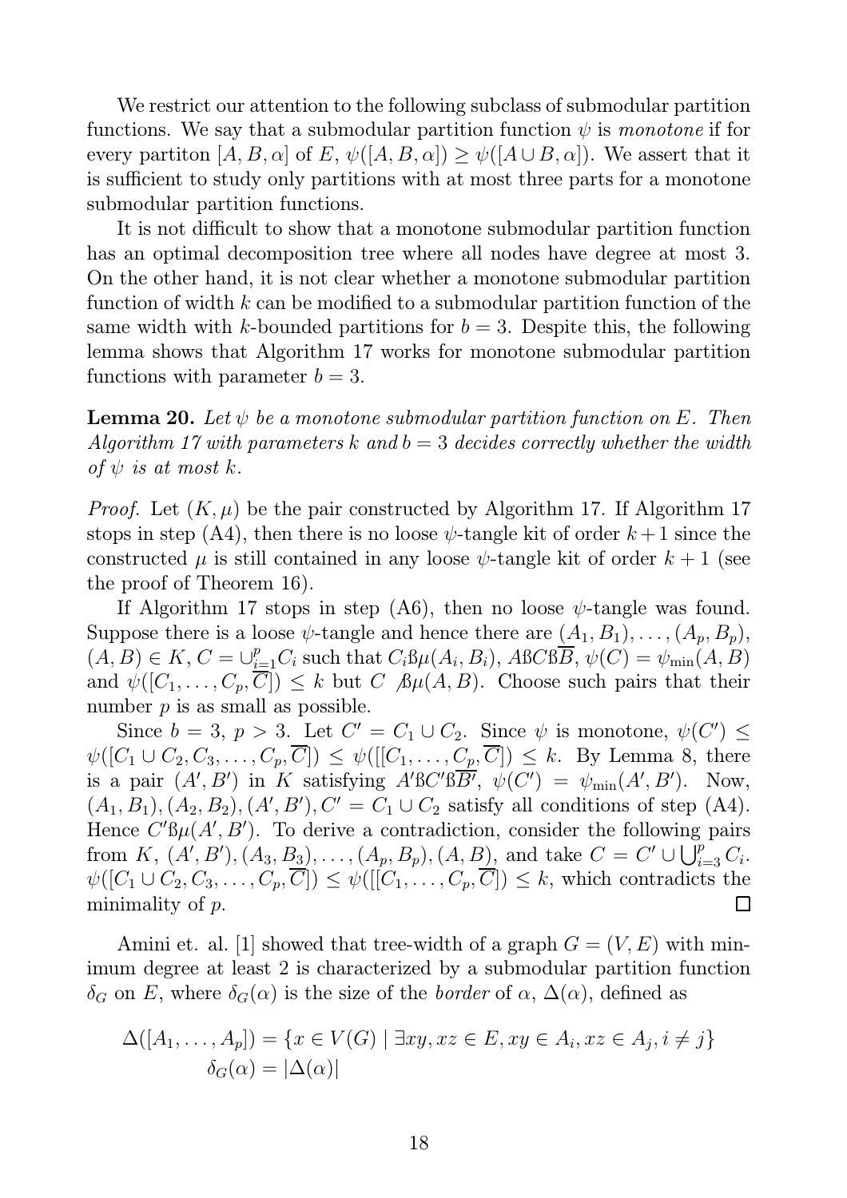We restrict our attention to the following subclass of submodular partition functions. We say that a submodular partition function $\psi$ is *monotone* if for every partiton $[A, B, \alpha]$ of $E$, $\psi([A, B, \alpha]) \geq \psi([A \cup B, \alpha])$. We assert that it is sufficient to study only partitions with at most three parts for a monotone submodular partition functions.

It is not difficult to show that a monotone submodular partition function has an optimal decomposition tree where all nodes have degree at most 3. On the other hand, it is not clear whether a monotone submodular partition function of width $k$ can be modified to a submodular partition function of the same width with $k$-bounded partitions for $b = 3$. Despite this, the following lemma shows that Algorithm 17 works for monotone submodular partition functions with parameter $b = 3$.

**Lemma 20.** *Let $\psi$ be a monotone submodular partition function on $E$. Then Algorithm 17 with parameters $k$ and $b = 3$ decides correctly whether the width of $\psi$ is at most $k$.*

*Proof.* Let $(K, \mu)$ be the pair constructed by Algorithm 17. If Algorithm 17 stops in step (A4), then there is no loose $\psi$-tangle kit of order $k+1$ since the constructed $\mu$ is still contained in any loose $\psi$-tangle kit of order $k+1$ (see the proof of Theorem 16).

If Algorithm 17 stops in step (A6), then no loose $\psi$-tangle was found. Suppose there is a loose $\psi$-tangle and hence there are $(A_1, B_1), \ldots, (A_p, B_p)$, $(A, B) \in K$, $C = \cup_{i=1}^{p} C_i$ such that $C_i$ß$\mu(A_i, B_i)$, $A$ß$C$ß$\overline{B}$, $\psi(C) = \psi_{\min}(A, B)$ and $\psi([C_1, \ldots, C_p, \overline{C}]) \leq k$ but $C$ ß̸$\mu(A, B)$. Choose such pairs that their number $p$ is as small as possible.

Since $b = 3$, $p > 3$. Let $C' = C_1 \cup C_2$. Since $\psi$ is monotone, $\psi(C') \leq \psi([C_1 \cup C_2, C_3, \ldots, C_p, \overline{C}]) \leq \psi([[C_1, \ldots, C_p, \overline{C}]) \leq k$. By Lemma 8, there is a pair $(A', B')$ in $K$ satisfying $A'$ß$C'$ß$\overline{B'}$, $\psi(C') = \psi_{\min}(A', B')$. Now, $(A_1, B_1), (A_2, B_2), (A', B'), C' = C_1 \cup C_2$ satisfy all conditions of step (A4). Hence $C'$ß$\mu(A', B')$. To derive a contradiction, consider the following pairs from $K$, $(A', B'), (A_3, B_3), \ldots, (A_p, B_p), (A, B)$, and take $C = C' \cup \bigcup_{i=3}^{p} C_i$. $\psi([C_1 \cup C_2, C_3, \ldots, C_p, \overline{C}]) \leq \psi([[C_1, \ldots, C_p, \overline{C}]) \leq k$, which contradicts the minimality of $p$. $\square$

Amini et. al. [1] showed that tree-width of a graph $G = (V, E)$ with minimum degree at least 2 is characterized by a submodular partition function $\delta_G$ on $E$, where $\delta_G(\alpha)$ is the size of the *border* of $\alpha$, $\Delta(\alpha)$, defined as

$$\Delta([A_1, \ldots, A_p]) = \{x \in V(G) \mid \exists xy, xz \in E, xy \in A_i, xz \in A_j, i \neq j\}$$
$$\delta_G(\alpha) = |\Delta(\alpha)|$$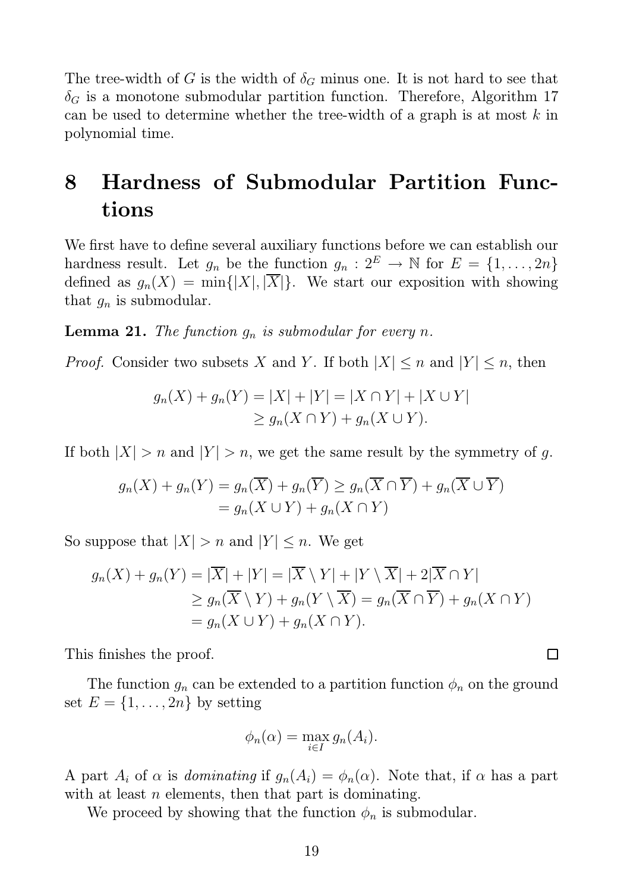The tree-width of $G$ is the width of $\delta_G$ minus one. It is not hard to see that $\delta_G$ is a monotone submodular partition function. Therefore, Algorithm 17 can be used to determine whether the tree-width of a graph is at most $k$ in polynomial time.

# 8 Hardness of Submodular Partition Functions

We first have to define several auxiliary functions before we can establish our hardness result. Let $g_n$ be the function $g_n : 2^E \to \mathbb{N}$ for $E = \{1, \ldots, 2n\}$ defined as $g_n(X) = \min\{|X|, |\overline{X}|\}$. We start our exposition with showing that $g_n$ is submodular.

**Lemma 21.** *The function $g_n$ is submodular for every $n$.*

*Proof.* Consider two subsets $X$ and $Y$. If both $|X| \leq n$ and $|Y| \leq n$, then

$$
\begin{aligned}
g_n(X) + g_n(Y) &= |X| + |Y| = |X \cap Y| + |X \cup Y| \\
&\geq g_n(X \cap Y) + g_n(X \cup Y).
\end{aligned}
$$

If both $|X| > n$ and $|Y| > n$, we get the same result by the symmetry of $g$.

$$
\begin{aligned}
g_n(X) + g_n(Y) &= g_n(\overline{X}) + g_n(\overline{Y}) \geq g_n(\overline{X} \cap \overline{Y}) + g_n(\overline{X} \cup \overline{Y}) \\
&= g_n(X \cup Y) + g_n(X \cap Y)
\end{aligned}
$$

So suppose that $|X| > n$ and $|Y| \leq n$. We get

$$
\begin{aligned}
g_n(X) + g_n(Y) &= |\overline{X}| + |Y| = |\overline{X} \setminus Y| + |Y \setminus \overline{X}| + 2|\overline{X} \cap Y| \\
&\geq g_n(\overline{X} \setminus Y) + g_n(Y \setminus \overline{X}) = g_n(\overline{X} \cap \overline{Y}) + g_n(X \cap Y) \\
&= g_n(X \cup Y) + g_n(X \cap Y).
\end{aligned}
$$

This finishes the proof. $\square$

The function $g_n$ can be extended to a partition function $\phi_n$ on the ground set $E = \{1, \ldots, 2n\}$ by setting

$$
\phi_n(\alpha) = \max_{i \in I} g_n(A_i).
$$

A part $A_i$ of $\alpha$ is *dominating* if $g_n(A_i) = \phi_n(\alpha)$. Note that, if $\alpha$ has a part with at least $n$ elements, then that part is dominating.

We proceed by showing that the function $\phi_n$ is submodular.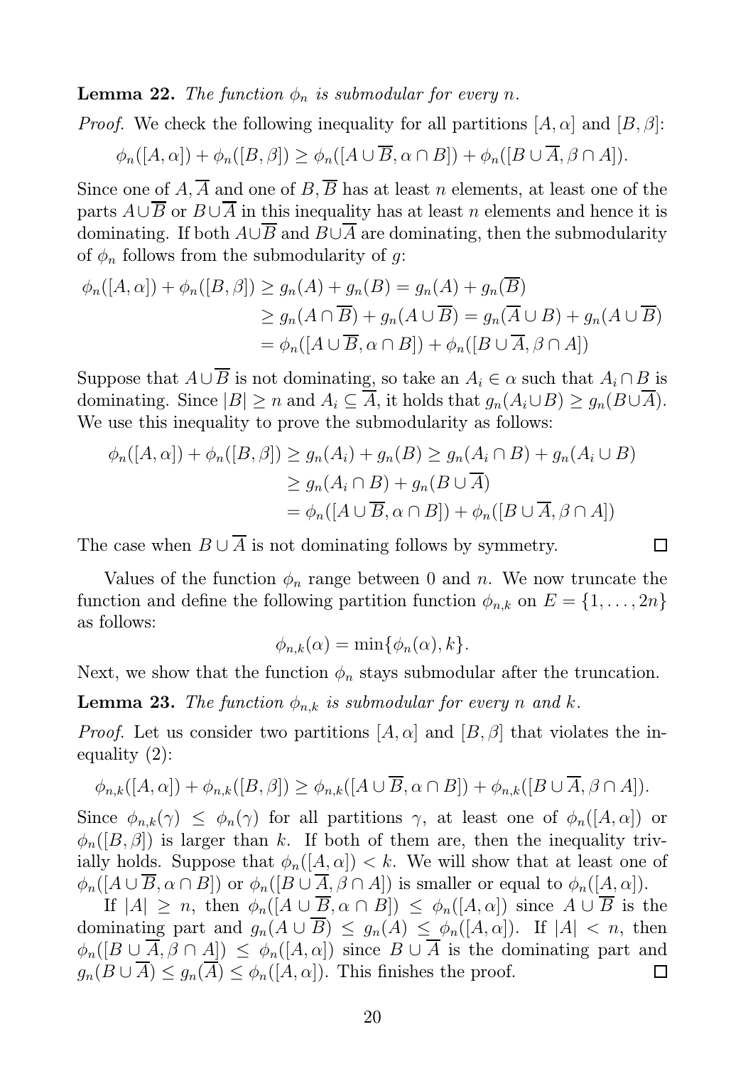**Lemma 22.** *The function $\phi_n$ is submodular for every $n$.*

*Proof.* We check the following inequality for all partitions $[A, \alpha]$ and $[B, \beta]$:

$$\phi_n([A, \alpha]) + \phi_n([B, \beta]) \geq \phi_n([A \cup \overline{B}, \alpha \cap B]) + \phi_n([B \cup \overline{A}, \beta \cap A]).$$

Since one of $A, \overline{A}$ and one of $B, \overline{B}$ has at least $n$ elements, at least one of the parts $A \cup \overline{B}$ or $B \cup \overline{A}$ in this inequality has at least $n$ elements and hence it is dominating. If both $A \cup \overline{B}$ and $B \cup \overline{A}$ are dominating, then the submodularity of $\phi_n$ follows from the submodularity of $g$:

$$\begin{aligned}
\phi_n([A, \alpha]) + \phi_n([B, \beta]) &\geq g_n(A) + g_n(B) = g_n(A) + g_n(\overline{B}) \\
&\geq g_n(A \cap \overline{B}) + g_n(A \cup \overline{B}) = g_n(\overline{A} \cup B) + g_n(A \cup \overline{B}) \\
&= \phi_n([A \cup \overline{B}, \alpha \cap B]) + \phi_n([B \cup \overline{A}, \beta \cap A])
\end{aligned}$$

Suppose that $A \cup \overline{B}$ is not dominating, so take an $A_i \in \alpha$ such that $A_i \cap B$ is dominating. Since $|B| \geq n$ and $A_i \subseteq \overline{A}$, it holds that $g_n(A_i \cup B) \geq g_n(B \cup \overline{A})$. We use this inequality to prove the submodularity as follows:

$$\begin{aligned}
\phi_n([A, \alpha]) + \phi_n([B, \beta]) &\geq g_n(A_i) + g_n(B) \geq g_n(A_i \cap B) + g_n(A_i \cup B) \\
&\geq g_n(A_i \cap B) + g_n(B \cup \overline{A}) \\
&= \phi_n([A \cup \overline{B}, \alpha \cap B]) + \phi_n([B \cup \overline{A}, \beta \cap A])
\end{aligned}$$

The case when $B \cup \overline{A}$ is not dominating follows by symmetry. $\square$

Values of the function $\phi_n$ range between 0 and $n$. We now truncate the function and define the following partition function $\phi_{n,k}$ on $E = \{1, \ldots, 2n\}$ as follows:

$$\phi_{n,k}(\alpha) = \min\{\phi_n(\alpha), k\}.$$

Next, we show that the function $\phi_n$ stays submodular after the truncation.

**Lemma 23.** *The function $\phi_{n,k}$ is submodular for every $n$ and $k$.*

*Proof.* Let us consider two partitions $[A, \alpha]$ and $[B, \beta]$ that violates the inequality (2):

$$\phi_{n,k}([A, \alpha]) + \phi_{n,k}([B, \beta]) \geq \phi_{n,k}([A \cup \overline{B}, \alpha \cap B]) + \phi_{n,k}([B \cup \overline{A}, \beta \cap A]).$$

Since $\phi_{n,k}(\gamma) \leq \phi_n(\gamma)$ for all partitions $\gamma$, at least one of $\phi_n([A, \alpha])$ or $\phi_n([B, \beta])$ is larger than $k$. If both of them are, then the inequality trivially holds. Suppose that $\phi_n([A, \alpha]) < k$. We will show that at least one of $\phi_n([A \cup \overline{B}, \alpha \cap B])$ or $\phi_n([B \cup \overline{A}, \beta \cap A])$ is smaller or equal to $\phi_n([A, \alpha])$.

If $|A| \geq n$, then $\phi_n([A \cup \overline{B}, \alpha \cap B]) \leq \phi_n([A, \alpha])$ since $A \cup \overline{B}$ is the dominating part and $g_n(A \cup \overline{B}) \leq g_n(A) \leq \phi_n([A, \alpha])$. If $|A| < n$, then $\phi_n([B \cup \overline{A}, \beta \cap A]) \leq \phi_n([A, \alpha])$ since $B \cup \overline{A}$ is the dominating part and $g_n(B \cup \overline{A}) \leq g_n(\overline{A}) \leq \phi_n([A, \alpha])$. This finishes the proof. $\square$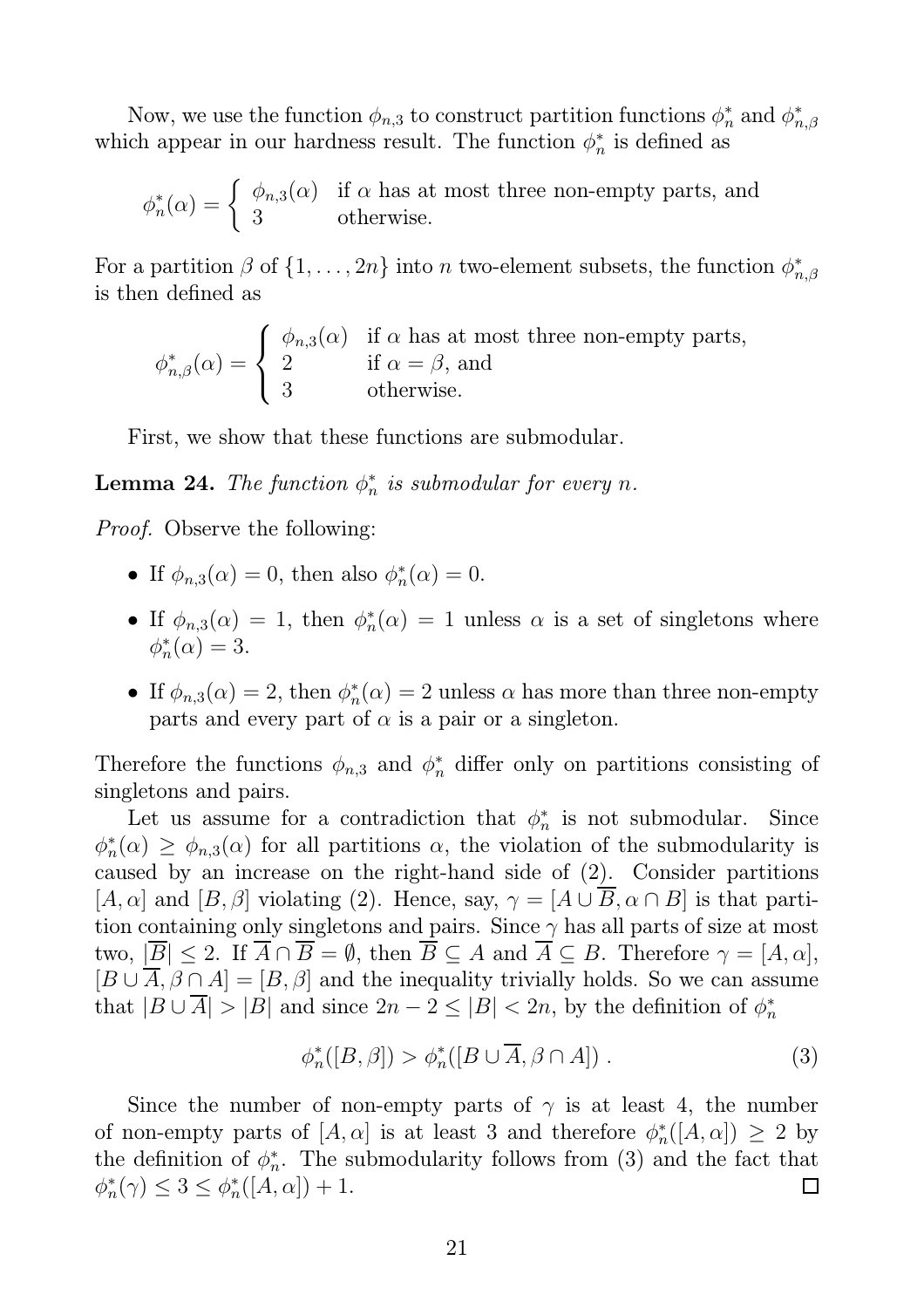Now, we use the function $\phi_{n,3}$ to construct partition functions $\phi^*_n$ and $\phi^*_{n,\beta}$ which appear in our hardness result. The function $\phi^*_n$ is defined as

$$\phi^*_n(\alpha) = \begin{cases} \phi_{n,3}(\alpha) & \text{if } \alpha \text{ has at most three non-empty parts, and} \\ 3 & \text{otherwise.} \end{cases}$$

For a partition $\beta$ of $\{1, \ldots, 2n\}$ into $n$ two-element subsets, the function $\phi^*_{n,\beta}$ is then defined as

$$\phi^*_{n,\beta}(\alpha) = \begin{cases} \phi_{n,3}(\alpha) & \text{if } \alpha \text{ has at most three non-empty parts,} \\ 2 & \text{if } \alpha = \beta, \text{ and} \\ 3 & \text{otherwise.} \end{cases}$$

First, we show that these functions are submodular.

**Lemma 24.** *The function $\phi^*_n$ is submodular for every $n$.*

*Proof.* Observe the following:

- If $\phi_{n,3}(\alpha) = 0$, then also $\phi^*_n(\alpha) = 0$.
- If $\phi_{n,3}(\alpha) = 1$, then $\phi^*_n(\alpha) = 1$ unless $\alpha$ is a set of singletons where $\phi^*_n(\alpha) = 3$.
- If $\phi_{n,3}(\alpha) = 2$, then $\phi^*_n(\alpha) = 2$ unless $\alpha$ has more than three non-empty parts and every part of $\alpha$ is a pair or a singleton.

Therefore the functions $\phi_{n,3}$ and $\phi^*_n$ differ only on partitions consisting of singletons and pairs.

Let us assume for a contradiction that $\phi^*_n$ is not submodular. Since $\phi^*_n(\alpha) \geq \phi_{n,3}(\alpha)$ for all partitions $\alpha$, the violation of the submodularity is caused by an increase on the right-hand side of (2). Consider partitions $[A, \alpha]$ and $[B, \beta]$ violating (2). Hence, say, $\gamma = [A \cup \overline{B}, \alpha \cap B]$ is that partition containing only singletons and pairs. Since $\gamma$ has all parts of size at most two, $|\overline{B}| \leq 2$. If $\overline{A} \cap \overline{B} = \emptyset$, then $\overline{B} \subseteq A$ and $\overline{A} \subseteq B$. Therefore $\gamma = [A, \alpha]$, $[B \cup \overline{A}, \beta \cap A] = [B, \beta]$ and the inequality trivially holds. So we can assume that $|B \cup \overline{A}| > |B|$ and since $2n - 2 \leq |B| < 2n$, by the definition of $\phi^*_n$

$$\phi^*_n([B, \beta]) > \phi^*_n([B \cup \overline{A}, \beta \cap A]) \; . \tag{3}$$

Since the number of non-empty parts of $\gamma$ is at least 4, the number of non-empty parts of $[A, \alpha]$ is at least 3 and therefore $\phi^*_n([A, \alpha]) \geq 2$ by the definition of $\phi^*_n$. The submodularity follows from (3) and the fact that $\phi^*_n(\gamma) \leq 3 \leq \phi^*_n([A, \alpha]) + 1$. $\square$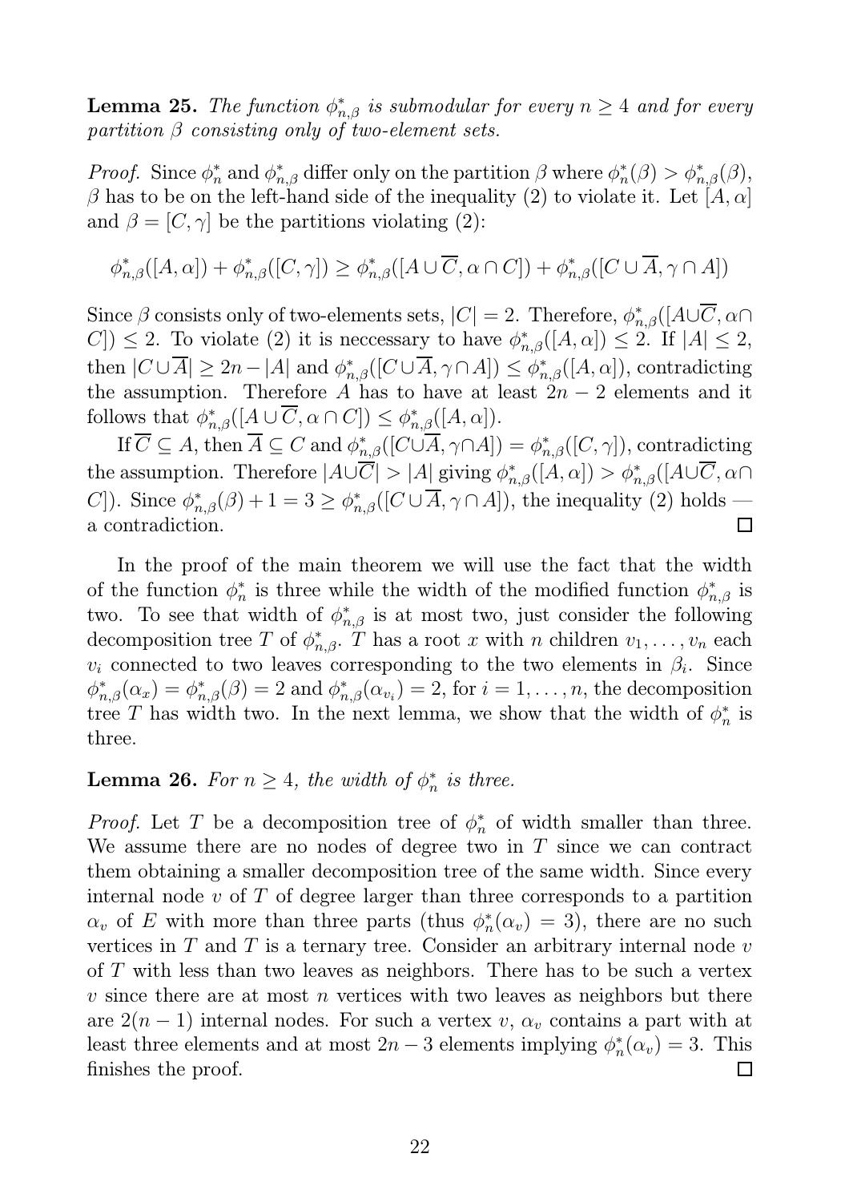**Lemma 25.** *The function $\phi^*_{n,\beta}$ is submodular for every $n \geq 4$ and for every partition $\beta$ consisting only of two-element sets.*

*Proof.* Since $\phi^*_n$ and $\phi^*_{n,\beta}$ differ only on the partition $\beta$ where $\phi^*_n(\beta) > \phi^*_{n,\beta}(\beta)$, $\beta$ has to be on the left-hand side of the inequality (2) to violate it. Let $[A, \alpha]$ and $\beta = [C, \gamma]$ be the partitions violating (2):

$$\phi^*_{n,\beta}([A, \alpha]) + \phi^*_{n,\beta}([C, \gamma]) \geq \phi^*_{n,\beta}([A \cup \overline{C}, \alpha \cap C]) + \phi^*_{n,\beta}([C \cup \overline{A}, \gamma \cap A])$$

Since $\beta$ consists only of two-elements sets, $|C| = 2$. Therefore, $\phi^*_{n,\beta}([A \cup \overline{C}, \alpha \cap C]) \leq 2$. To violate (2) it is neccessary to have $\phi^*_{n,\beta}([A, \alpha]) \leq 2$. If $|A| \leq 2$, then $|C \cup \overline{A}| \geq 2n - |A|$ and $\phi^*_{n,\beta}([C \cup \overline{A}, \gamma \cap A]) \leq \phi^*_{n,\beta}([A, \alpha])$, contradicting the assumption. Therefore $A$ has to have at least $2n - 2$ elements and it follows that $\phi^*_{n,\beta}([A \cup \overline{C}, \alpha \cap C]) \leq \phi^*_{n,\beta}([A, \alpha])$.

If $\overline{C} \subseteq A$, then $\overline{A} \subseteq C$ and $\phi^*_{n,\beta}([C \cup \overline{A}, \gamma \cap A]) = \phi^*_{n,\beta}([C, \gamma])$, contradicting the assumption. Therefore $|A \cup \overline{C}| > |A|$ giving $\phi^*_{n,\beta}([A, \alpha]) > \phi^*_{n,\beta}([A \cup \overline{C}, \alpha \cap C])$. Since $\phi^*_{n,\beta}(\beta) + 1 = 3 \geq \phi^*_{n,\beta}([C \cup \overline{A}, \gamma \cap A])$, the inequality (2) holds — a contradiction. □

In the proof of the main theorem we will use the fact that the width of the function $\phi^*_n$ is three while the width of the modified function $\phi^*_{n,\beta}$ is two. To see that width of $\phi^*_{n,\beta}$ is at most two, just consider the following decomposition tree $T$ of $\phi^*_{n,\beta}$. $T$ has a root $x$ with $n$ children $v_1, \ldots, v_n$ each $v_i$ connected to two leaves corresponding to the two elements in $\beta_i$. Since $\phi^*_{n,\beta}(\alpha_x) = \phi^*_{n,\beta}(\beta) = 2$ and $\phi^*_{n,\beta}(\alpha_{v_i}) = 2$, for $i = 1, \ldots, n$, the decomposition tree $T$ has width two. In the next lemma, we show that the width of $\phi^*_n$ is three.

**Lemma 26.** *For $n \geq 4$, the width of $\phi^*_n$ is three.*

*Proof.* Let $T$ be a decomposition tree of $\phi^*_n$ of width smaller than three. We assume there are no nodes of degree two in $T$ since we can contract them obtaining a smaller decomposition tree of the same width. Since every internal node $v$ of $T$ of degree larger than three corresponds to a partition $\alpha_v$ of $E$ with more than three parts (thus $\phi^*_n(\alpha_v) = 3$), there are no such vertices in $T$ and $T$ is a ternary tree. Consider an arbitrary internal node $v$ of $T$ with less than two leaves as neighbors. There has to be such a vertex $v$ since there are at most $n$ vertices with two leaves as neighbors but there are $2(n-1)$ internal nodes. For such a vertex $v$, $\alpha_v$ contains a part with at least three elements and at most $2n - 3$ elements implying $\phi^*_n(\alpha_v) = 3$. This finishes the proof. □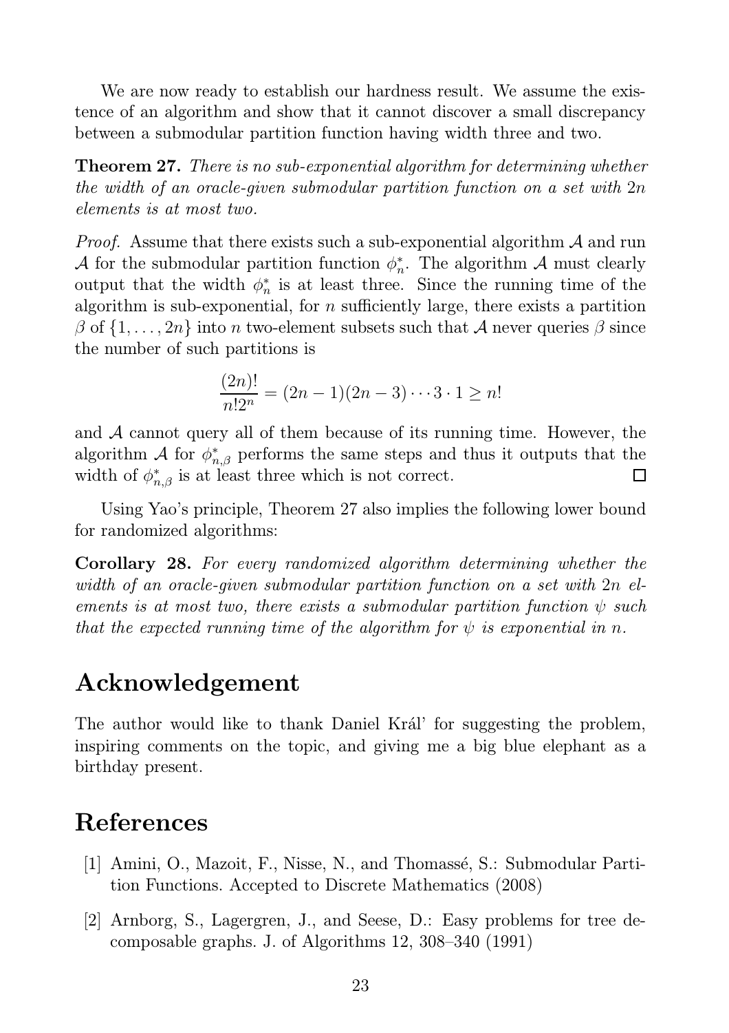We are now ready to establish our hardness result. We assume the existence of an algorithm and show that it cannot discover a small discrepancy between a submodular partition function having width three and two.

**Theorem 27.** *There is no sub-exponential algorithm for determining whether the width of an oracle-given submodular partition function on a set with $2n$ elements is at most two.*

*Proof.* Assume that there exists such a sub-exponential algorithm $\mathcal{A}$ and run $\mathcal{A}$ for the submodular partition function $\phi_n^*$. The algorithm $\mathcal{A}$ must clearly output that the width $\phi_n^*$ is at least three. Since the running time of the algorithm is sub-exponential, for $n$ sufficiently large, there exists a partition $\beta$ of $\{1, \ldots, 2n\}$ into $n$ two-element subsets such that $\mathcal{A}$ never queries $\beta$ since the number of such partitions is

$$\frac{(2n)!}{n!2^n} = (2n-1)(2n-3)\cdots 3 \cdot 1 \geq n!$$

and $\mathcal{A}$ cannot query all of them because of its running time. However, the algorithm $\mathcal{A}$ for $\phi_{n,\beta}^*$ performs the same steps and thus it outputs that the width of $\phi_{n,\beta}^*$ is at least three which is not correct. $\square$

Using Yao's principle, Theorem 27 also implies the following lower bound for randomized algorithms:

**Corollary 28.** *For every randomized algorithm determining whether the width of an oracle-given submodular partition function on a set with $2n$ elements is at most two, there exists a submodular partition function $\psi$ such that the expected running time of the algorithm for $\psi$ is exponential in $n$.*

# Acknowledgement

The author would like to thank Daniel Kráľ for suggesting the problem, inspiring comments on the topic, and giving me a big blue elephant as a birthday present.

# References

[1] Amini, O., Mazoit, F., Nisse, N., and Thomassé, S.: Submodular Partition Functions. Accepted to Discrete Mathematics (2008)

[2] Arnborg, S., Lagergren, J., and Seese, D.: Easy problems for tree decomposable graphs. J. of Algorithms 12, 308–340 (1991)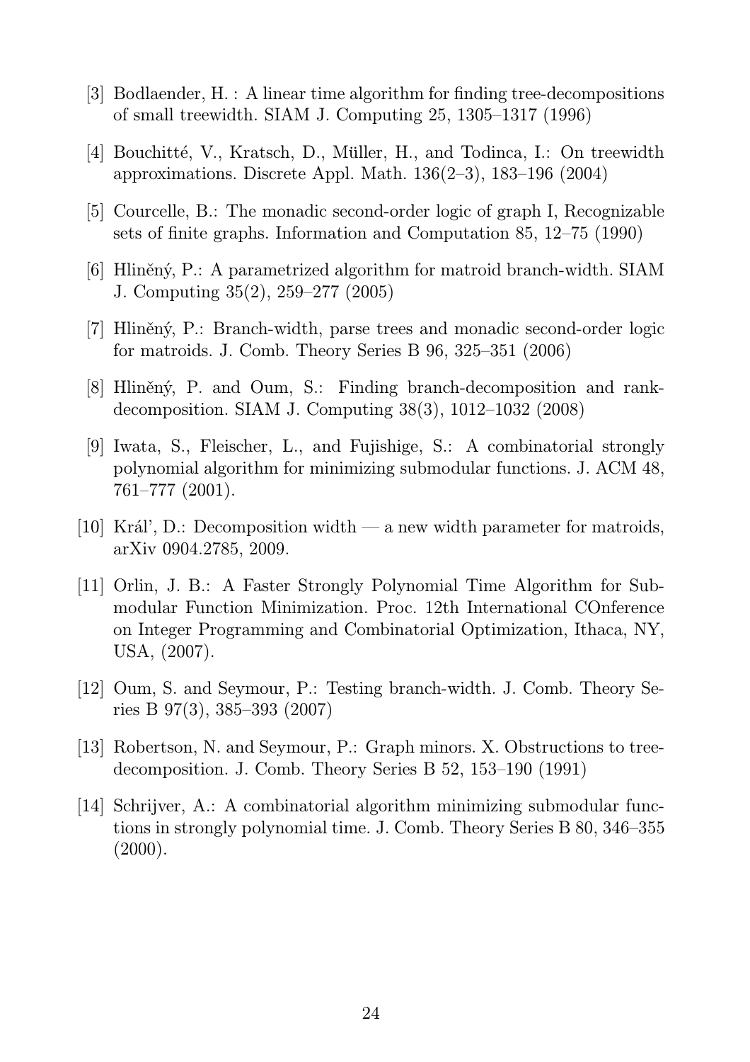[3] Bodlaender, H. : A linear time algorithm for finding tree-decompositions of small treewidth. SIAM J. Computing 25, 1305–1317 (1996)

[4] Bouchitté, V., Kratsch, D., Müller, H., and Todinca, I.: On treewidth approximations. Discrete Appl. Math. 136(2–3), 183–196 (2004)

[5] Courcelle, B.: The monadic second-order logic of graph I, Recognizable sets of finite graphs. Information and Computation 85, 12–75 (1990)

[6] Hliněný, P.: A parametrized algorithm for matroid branch-width. SIAM J. Computing 35(2), 259–277 (2005)

[7] Hliněný, P.: Branch-width, parse trees and monadic second-order logic for matroids. J. Comb. Theory Series B 96, 325–351 (2006)

[8] Hliněný, P. and Oum, S.: Finding branch-decomposition and rank-decomposition. SIAM J. Computing 38(3), 1012–1032 (2008)

[9] Iwata, S., Fleischer, L., and Fujishige, S.: A combinatorial strongly polynomial algorithm for minimizing submodular functions. J. ACM 48, 761–777 (2001).

[10] Kráľ, D.: Decomposition width — a new width parameter for matroids, arXiv 0904.2785, 2009.

[11] Orlin, J. B.: A Faster Strongly Polynomial Time Algorithm for Submodular Function Minimization. Proc. 12th International COnference on Integer Programming and Combinatorial Optimization, Ithaca, NY, USA, (2007).

[12] Oum, S. and Seymour, P.: Testing branch-width. J. Comb. Theory Series B 97(3), 385–393 (2007)

[13] Robertson, N. and Seymour, P.: Graph minors. X. Obstructions to tree-decomposition. J. Comb. Theory Series B 52, 153–190 (1991)

[14] Schrijver, A.: A combinatorial algorithm minimizing submodular functions in strongly polynomial time. J. Comb. Theory Series B 80, 346–355 (2000).